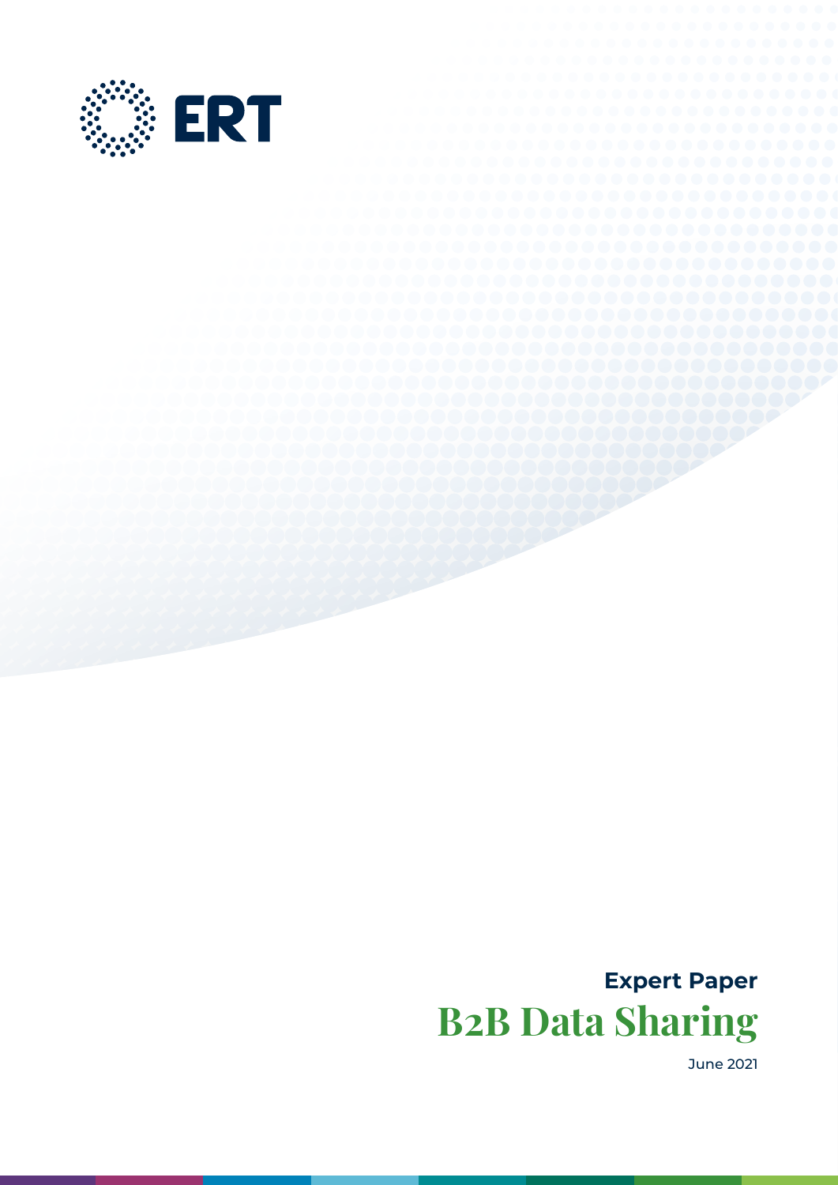ERT

Expert Paper

# B2B Data Sharing

June 2021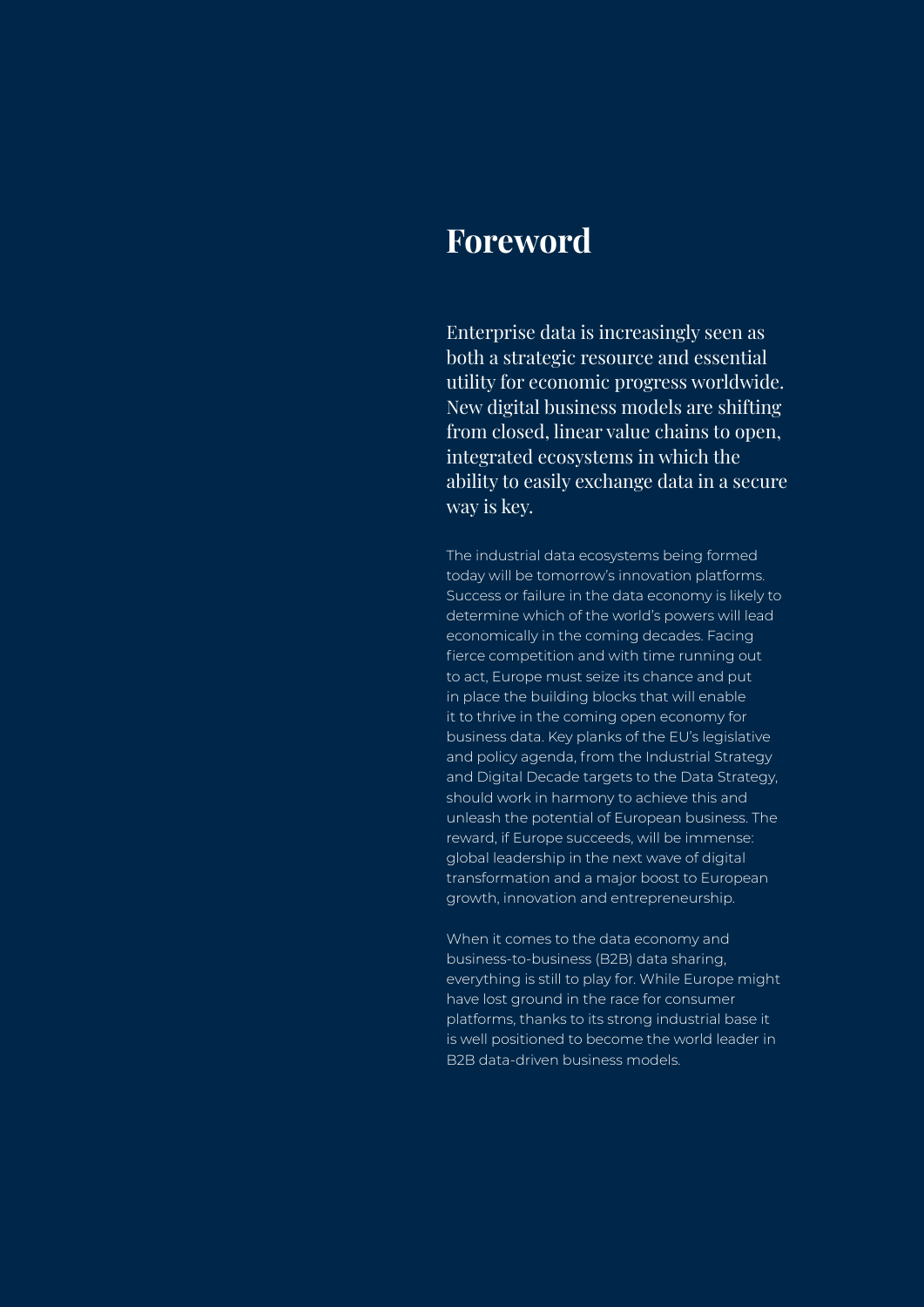# Foreword

Enterprise data is increasingly seen as both a strategic resource and essential utility for economic progress worldwide. New digital business models are shifting from closed, linear value chains to open, integrated ecosystems in which the ability to easily exchange data in a secure way is key.

The industrial data ecosystems being formed today will be tomorrow's innovation platforms. Success or failure in the data economy is likely to determine which of the world's powers will lead economically in the coming decades. Facing fierce competition and with time running out to act, Europe must seize its chance and put in place the building blocks that will enable it to thrive in the coming open economy for business data. Key planks of the EU's legislative and policy agenda, from the Industrial Strategy and Digital Decade targets to the Data Strategy, should work in harmony to achieve this and unleash the potential of European business. The reward, if Europe succeeds, will be immense: global leadership in the next wave of digital transformation and a major boost to European growth, innovation and entrepreneurship.

When it comes to the data economy and business-to-business (B2B) data sharing, everything is still to play for. While Europe might have lost ground in the race for consumer platforms, thanks to its strong industrial base it is well positioned to become the world leader in B2B data-driven business models.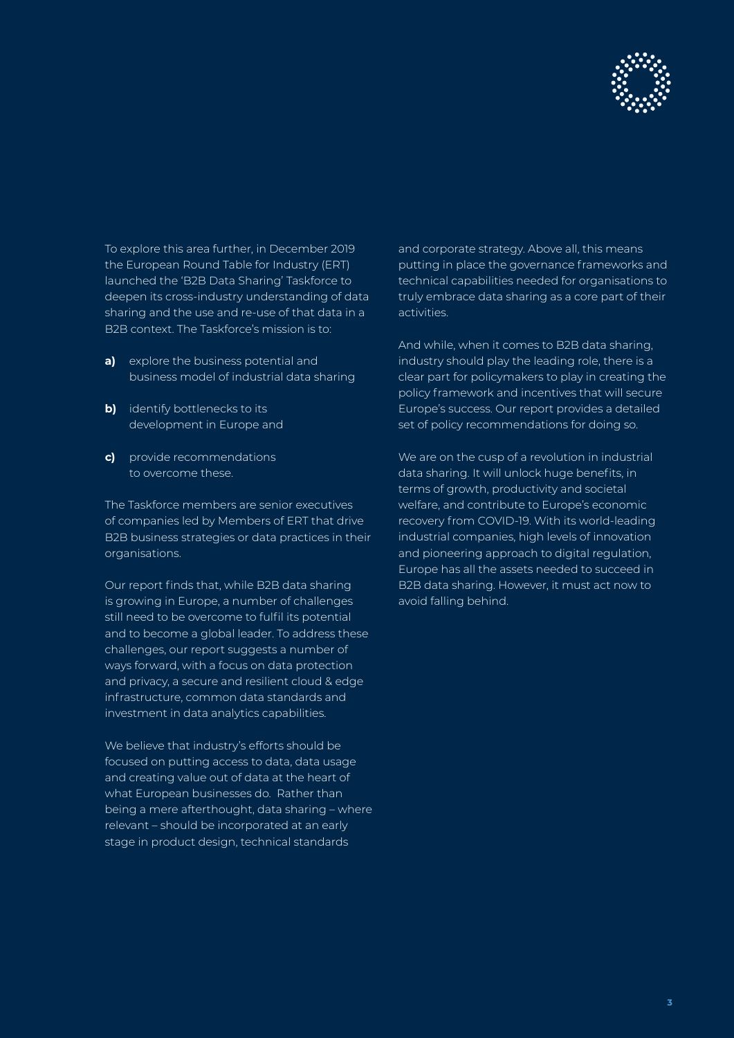To explore this area further, in December 2019 the European Round Table for Industry (ERT) launched the 'B2B Data Sharing' Taskforce to deepen its cross-industry understanding of data sharing and the use and re-use of that data in a B2B context. The Taskforce's mission is to:

**a)** explore the business potential and business model of industrial data sharing

**b)** identify bottlenecks to its development in Europe and

**c)** provide recommendations to overcome these.

The Taskforce members are senior executives of companies led by Members of ERT that drive B2B business strategies or data practices in their organisations.

Our report finds that, while B2B data sharing is growing in Europe, a number of challenges still need to be overcome to fulfil its potential and to become a global leader. To address these challenges, our report suggests a number of ways forward, with a focus on data protection and privacy, a secure and resilient cloud & edge infrastructure, common data standards and investment in data analytics capabilities.

We believe that industry's efforts should be focused on putting access to data, data usage and creating value out of data at the heart of what European businesses do. Rather than being a mere afterthought, data sharing – where relevant – should be incorporated at an early stage in product design, technical standards and corporate strategy. Above all, this means putting in place the governance frameworks and technical capabilities needed for organisations to truly embrace data sharing as a core part of their activities.

And while, when it comes to B2B data sharing, industry should play the leading role, there is a clear part for policymakers to play in creating the policy framework and incentives that will secure Europe's success. Our report provides a detailed set of policy recommendations for doing so.

We are on the cusp of a revolution in industrial data sharing. It will unlock huge benefits, in terms of growth, productivity and societal welfare, and contribute to Europe's economic recovery from COVID-19. With its world-leading industrial companies, high levels of innovation and pioneering approach to digital regulation, Europe has all the assets needed to succeed in B2B data sharing. However, it must act now to avoid falling behind.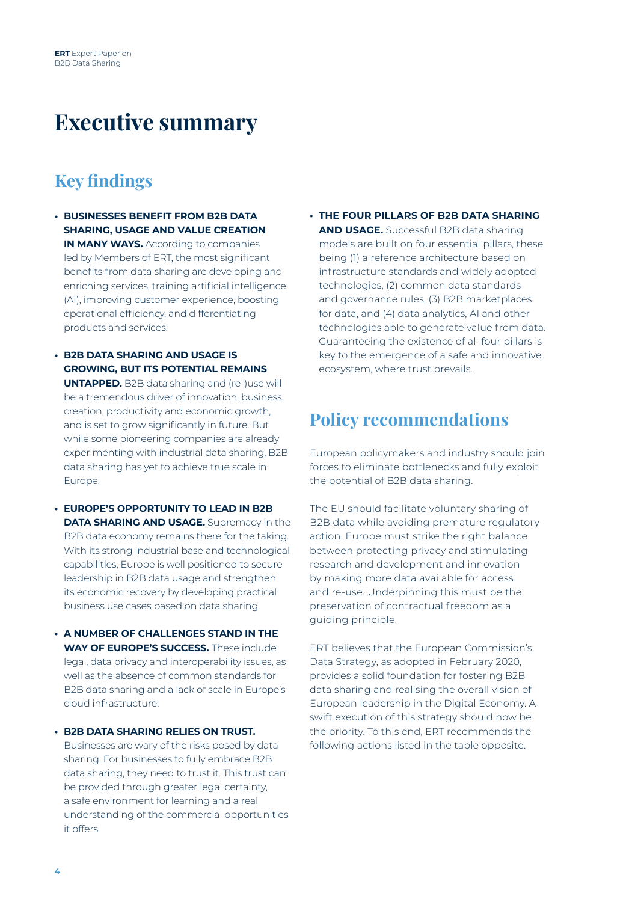# Executive summary

## Key findings

- **BUSINESSES BENEFIT FROM B2B DATA SHARING, USAGE AND VALUE CREATION IN MANY WAYS.** According to companies led by Members of ERT, the most significant benefits from data sharing are developing and enriching services, training artificial intelligence (AI), improving customer experience, boosting operational efficiency, and differentiating products and services.

- **B2B DATA SHARING AND USAGE IS GROWING, BUT ITS POTENTIAL REMAINS UNTAPPED.** B2B data sharing and (re-)use will be a tremendous driver of innovation, business creation, productivity and economic growth, and is set to grow significantly in future. But while some pioneering companies are already experimenting with industrial data sharing, B2B data sharing has yet to achieve true scale in Europe.

- **EUROPE'S OPPORTUNITY TO LEAD IN B2B DATA SHARING AND USAGE.** Supremacy in the B2B data economy remains there for the taking. With its strong industrial base and technological capabilities, Europe is well positioned to secure leadership in B2B data usage and strengthen its economic recovery by developing practical business use cases based on data sharing.

- **A NUMBER OF CHALLENGES STAND IN THE WAY OF EUROPE'S SUCCESS.** These include legal, data privacy and interoperability issues, as well as the absence of common standards for B2B data sharing and a lack of scale in Europe's cloud infrastructure.

- **B2B DATA SHARING RELIES ON TRUST.** Businesses are wary of the risks posed by data sharing. For businesses to fully embrace B2B data sharing, they need to trust it. This trust can be provided through greater legal certainty, a safe environment for learning and a real understanding of the commercial opportunities it offers.

- **THE FOUR PILLARS OF B2B DATA SHARING AND USAGE.** Successful B2B data sharing models are built on four essential pillars, these being (1) a reference architecture based on infrastructure standards and widely adopted technologies, (2) common data standards and governance rules, (3) B2B marketplaces for data, and (4) data analytics, AI and other technologies able to generate value from data. Guaranteeing the existence of all four pillars is key to the emergence of a safe and innovative ecosystem, where trust prevails.

## Policy recommendations

European policymakers and industry should join forces to eliminate bottlenecks and fully exploit the potential of B2B data sharing.

The EU should facilitate voluntary sharing of B2B data while avoiding premature regulatory action. Europe must strike the right balance between protecting privacy and stimulating research and development and innovation by making more data available for access and re-use. Underpinning this must be the preservation of contractual freedom as a guiding principle.

ERT believes that the European Commission's Data Strategy, as adopted in February 2020, provides a solid foundation for fostering B2B data sharing and realising the overall vision of European leadership in the Digital Economy. A swift execution of this strategy should now be the priority. To this end, ERT recommends the following actions listed in the table opposite.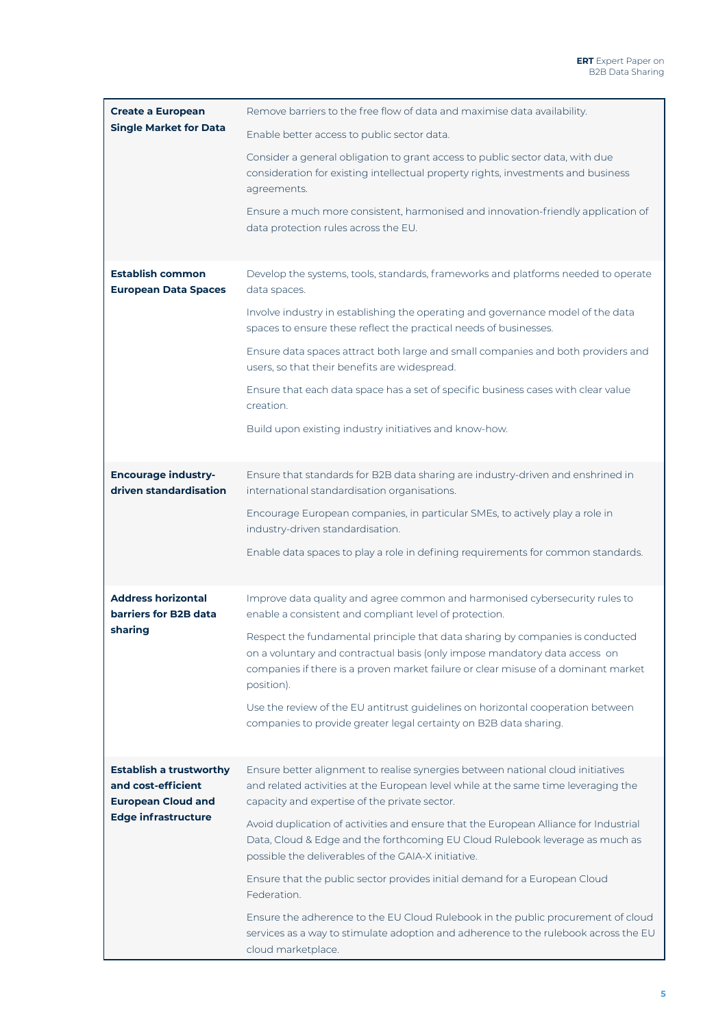| | |
|---|---|
| **Create a European Single Market for Data** | Remove barriers to the free flow of data and maximise data availability.<br><br>Enable better access to public sector data.<br><br>Consider a general obligation to grant access to public sector data, with due consideration for existing intellectual property rights, investments and business agreements.<br><br>Ensure a much more consistent, harmonised and innovation-friendly application of data protection rules across the EU. |
| **Establish common European Data Spaces** | Develop the systems, tools, standards, frameworks and platforms needed to operate data spaces.<br><br>Involve industry in establishing the operating and governance model of the data spaces to ensure these reflect the practical needs of businesses.<br><br>Ensure data spaces attract both large and small companies and both providers and users, so that their benefits are widespread.<br><br>Ensure that each data space has a set of specific business cases with clear value creation.<br><br>Build upon existing industry initiatives and know-how. |
| **Encourage industry-driven standardisation** | Ensure that standards for B2B data sharing are industry-driven and enshrined in international standardisation organisations.<br><br>Encourage European companies, in particular SMEs, to actively play a role in industry-driven standardisation.<br><br>Enable data spaces to play a role in defining requirements for common standards. |
| **Address horizontal barriers for B2B data sharing** | Improve data quality and agree common and harmonised cybersecurity rules to enable a consistent and compliant level of protection.<br><br>Respect the fundamental principle that data sharing by companies is conducted on a voluntary and contractual basis (only impose mandatory data access on companies if there is a proven market failure or clear misuse of a dominant market position).<br><br>Use the review of the EU antitrust guidelines on horizontal cooperation between companies to provide greater legal certainty on B2B data sharing. |
| **Establish a trustworthy and cost-efficient European Cloud and Edge infrastructure** | Ensure better alignment to realise synergies between national cloud initiatives and related activities at the European level while at the same time leveraging the capacity and expertise of the private sector.<br><br>Avoid duplication of activities and ensure that the European Alliance for Industrial Data, Cloud & Edge and the forthcoming EU Cloud Rulebook leverage as much as possible the deliverables of the GAIA-X initiative.<br><br>Ensure that the public sector provides initial demand for a European Cloud Federation.<br><br>Ensure the adherence to the EU Cloud Rulebook in the public procurement of cloud services as a way to stimulate adoption and adherence to the rulebook across the EU cloud marketplace. |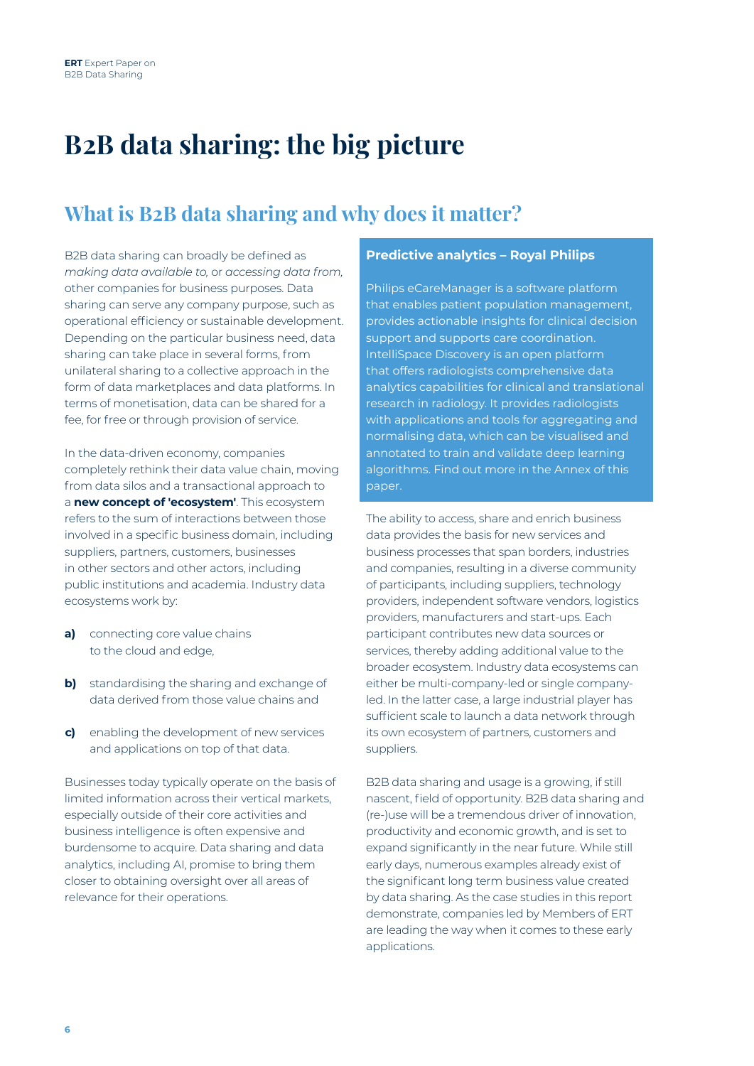# B2B data sharing: the big picture

## What is B2B data sharing and why does it matter?

B2B data sharing can broadly be defined as *making data available to,* or *accessing data from,* other companies for business purposes. Data sharing can serve any company purpose, such as operational efficiency or sustainable development. Depending on the particular business need, data sharing can take place in several forms, from unilateral sharing to a collective approach in the form of data marketplaces and data platforms. In terms of monetisation, data can be shared for a fee, for free or through provision of service.

In the data-driven economy, companies completely rethink their data value chain, moving from data silos and a transactional approach to a **new concept of 'ecosystem'**. This ecosystem refers to the sum of interactions between those involved in a specific business domain, including suppliers, partners, customers, businesses in other sectors and other actors, including public institutions and academia. Industry data ecosystems work by:

**a)** connecting core value chains to the cloud and edge,

**b)** standardising the sharing and exchange of data derived from those value chains and

**c)** enabling the development of new services and applications on top of that data.

Businesses today typically operate on the basis of limited information across their vertical markets, especially outside of their core activities and business intelligence is often expensive and burdensome to acquire. Data sharing and data analytics, including AI, promise to bring them closer to obtaining oversight over all areas of relevance for their operations.

**Predictive analytics – Royal Philips**

Philips eCareManager is a software platform that enables patient population management, provides actionable insights for clinical decision support and supports care coordination. IntelliSpace Discovery is an open platform that offers radiologists comprehensive data analytics capabilities for clinical and translational research in radiology. It provides radiologists with applications and tools for aggregating and normalising data, which can be visualised and annotated to train and validate deep learning algorithms. Find out more in the Annex of this paper.

The ability to access, share and enrich business data provides the basis for new services and business processes that span borders, industries and companies, resulting in a diverse community of participants, including suppliers, technology providers, independent software vendors, logistics providers, manufacturers and start-ups. Each participant contributes new data sources or services, thereby adding additional value to the broader ecosystem. Industry data ecosystems can either be multi-company-led or single company-led. In the latter case, a large industrial player has sufficient scale to launch a data network through its own ecosystem of partners, customers and suppliers.

B2B data sharing and usage is a growing, if still nascent, field of opportunity. B2B data sharing and (re-)use will be a tremendous driver of innovation, productivity and economic growth, and is set to expand significantly in the near future. While still early days, numerous examples already exist of the significant long term business value created by data sharing. As the case studies in this report demonstrate, companies led by Members of ERT are leading the way when it comes to these early applications.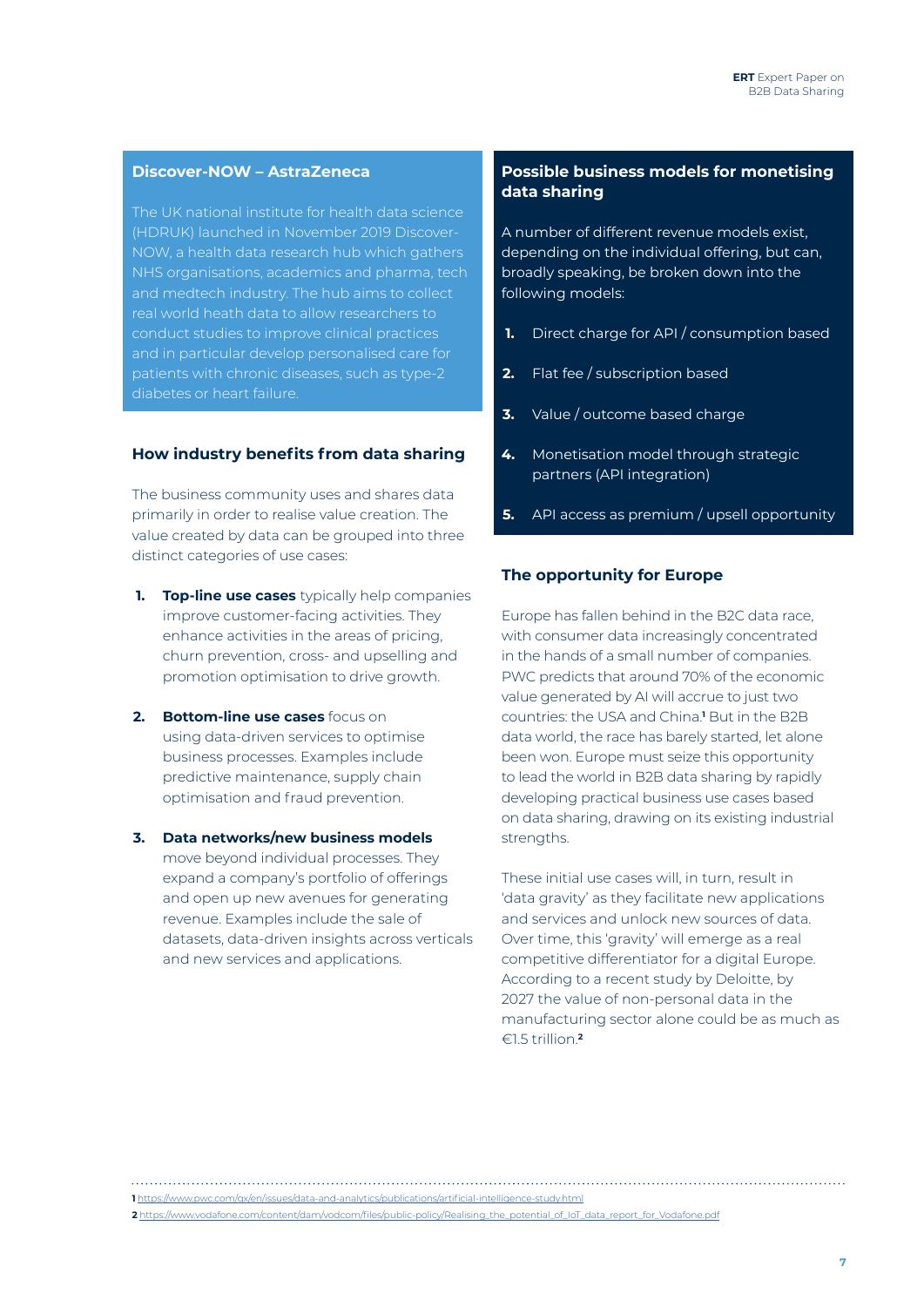### Discover-NOW – AstraZeneca

The UK national institute for health data science (HDRUK) launched in November 2019 Discover-NOW, a health data research hub which gathers NHS organisations, academics and pharma, tech and medtech industry. The hub aims to collect real world heath data to allow researchers to conduct studies to improve clinical practices and in particular develop personalised care for patients with chronic diseases, such as type-2 diabetes or heart failure.

### How industry benefits from data sharing

The business community uses and shares data primarily in order to realise value creation. The value created by data can be grouped into three distinct categories of use cases:

1. **Top-line use cases** typically help companies improve customer-facing activities. They enhance activities in the areas of pricing, churn prevention, cross- and upselling and promotion optimisation to drive growth.
2. **Bottom-line use cases** focus on using data-driven services to optimise business processes. Examples include predictive maintenance, supply chain optimisation and fraud prevention.
3. **Data networks/new business models** move beyond individual processes. They expand a company's portfolio of offerings and open up new avenues for generating revenue. Examples include the sale of datasets, data-driven insights across verticals and new services and applications.

### Possible business models for monetising data sharing

A number of different revenue models exist, depending on the individual offering, but can, broadly speaking, be broken down into the following models:

1. Direct charge for API / consumption based
2. Flat fee / subscription based
3. Value / outcome based charge
4. Monetisation model through strategic partners (API integration)
5. API access as premium / upsell opportunity

### The opportunity for Europe

Europe has fallen behind in the B2C data race, with consumer data increasingly concentrated in the hands of a small number of companies. PWC predicts that around 70% of the economic value generated by AI will accrue to just two countries: the USA and China.[1] But in the B2B data world, the race has barely started, let alone been won. Europe must seize this opportunity to lead the world in B2B data sharing by rapidly developing practical business use cases based on data sharing, drawing on its existing industrial strengths.

These initial use cases will, in turn, result in 'data gravity' as they facilitate new applications and services and unlock new sources of data. Over time, this 'gravity' will emerge as a real competitive differentiator for a digital Europe. According to a recent study by Deloitte, by 2027 the value of non-personal data in the manufacturing sector alone could be as much as €1.5 trillion.[2]

---

1 https://www.pwc.com/gx/en/issues/data-and-analytics/publications/artificial-intelligence-study.html

2 https://www.vodafone.com/content/dam/vodcom/files/public-policy/Realising_the_potential_of_IoT_data_report_for_Vodafone.pdf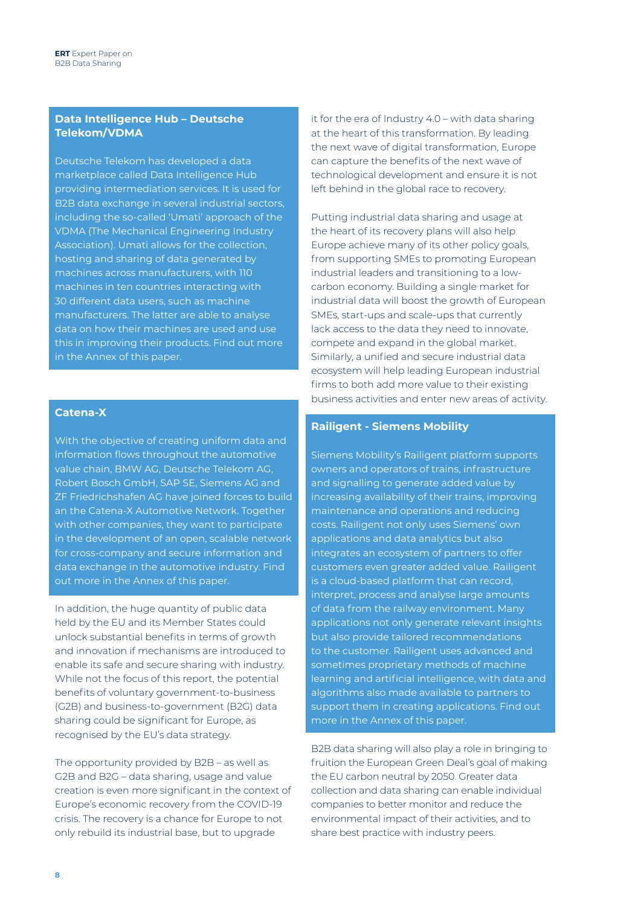### Data Intelligence Hub – Deutsche Telekom/VDMA

Deutsche Telekom has developed a data marketplace called Data Intelligence Hub providing intermediation services. It is used for B2B data exchange in several industrial sectors, including the so-called 'Umati' approach of the VDMA (The Mechanical Engineering Industry Association). Umati allows for the collection, hosting and sharing of data generated by machines across manufacturers, with 110 machines in ten countries interacting with 30 different data users, such as machine manufacturers. The latter are able to analyse data on how their machines are used and use this in improving their products. Find out more in the Annex of this paper.

### Catena-X

With the objective of creating uniform data and information flows throughout the automotive value chain, BMW AG, Deutsche Telekom AG, Robert Bosch GmbH, SAP SE, Siemens AG and ZF Friedrichshafen AG have joined forces to build an the Catena-X Automotive Network. Together with other companies, they want to participate in the development of an open, scalable network for cross-company and secure information and data exchange in the automotive industry. Find out more in the Annex of this paper.

In addition, the huge quantity of public data held by the EU and its Member States could unlock substantial benefits in terms of growth and innovation if mechanisms are introduced to enable its safe and secure sharing with industry. While not the focus of this report, the potential benefits of voluntary government-to-business (G2B) and business-to-government (B2G) data sharing could be significant for Europe, as recognised by the EU's data strategy.

The opportunity provided by B2B – as well as G2B and B2G – data sharing, usage and value creation is even more significant in the context of Europe's economic recovery from the COVID-19 crisis. The recovery is a chance for Europe to not only rebuild its industrial base, but to upgrade it for the era of Industry 4.0 – with data sharing at the heart of this transformation. By leading the next wave of digital transformation, Europe can capture the benefits of the next wave of technological development and ensure it is not left behind in the global race to recovery.

Putting industrial data sharing and usage at the heart of its recovery plans will also help Europe achieve many of its other policy goals, from supporting SMEs to promoting European industrial leaders and transitioning to a low-carbon economy. Building a single market for industrial data will boost the growth of European SMEs, start-ups and scale-ups that currently lack access to the data they need to innovate, compete and expand in the global market. Similarly, a unified and secure industrial data ecosystem will help leading European industrial firms to both add more value to their existing business activities and enter new areas of activity.

### Railigent - Siemens Mobility

Siemens Mobility's Railigent platform supports owners and operators of trains, infrastructure and signalling to generate added value by increasing availability of their trains, improving maintenance and operations and reducing costs. Railigent not only uses Siemens' own applications and data analytics but also integrates an ecosystem of partners to offer customers even greater added value. Railigent is a cloud-based platform that can record, interpret, process and analyse large amounts of data from the railway environment. Many applications not only generate relevant insights but also provide tailored recommendations to the customer. Railigent uses advanced and sometimes proprietary methods of machine learning and artificial intelligence, with data and algorithms also made available to partners to support them in creating applications. Find out more in the Annex of this paper.

B2B data sharing will also play a role in bringing to fruition the European Green Deal's goal of making the EU carbon neutral by 2050. Greater data collection and data sharing can enable individual companies to better monitor and reduce the environmental impact of their activities, and to share best practice with industry peers.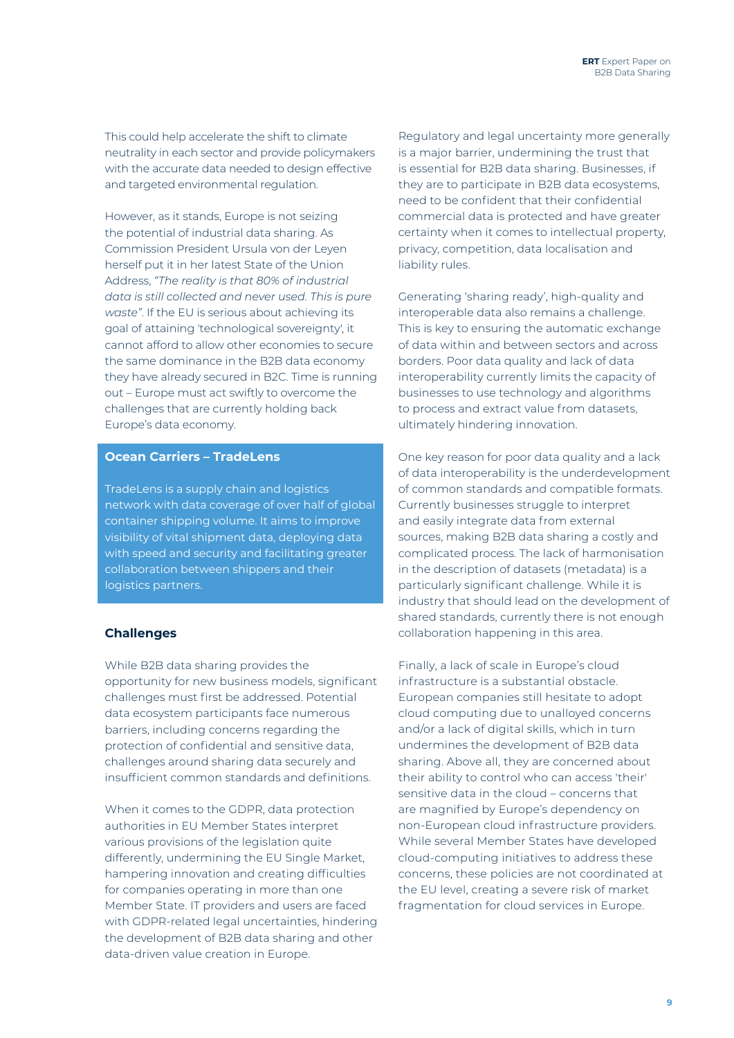This could help accelerate the shift to climate neutrality in each sector and provide policymakers with the accurate data needed to design effective and targeted environmental regulation.

However, as it stands, Europe is not seizing the potential of industrial data sharing. As Commission President Ursula von der Leyen herself put it in her latest State of the Union Address, *"The reality is that 80% of industrial data is still collected and never used. This is pure waste"*. If the EU is serious about achieving its goal of attaining 'technological sovereignty', it cannot afford to allow other economies to secure the same dominance in the B2B data economy they have already secured in B2C. Time is running out – Europe must act swiftly to overcome the challenges that are currently holding back Europe's data economy.

**Ocean Carriers – TradeLens**

TradeLens is a supply chain and logistics network with data coverage of over half of global container shipping volume. It aims to improve visibility of vital shipment data, deploying data with speed and security and facilitating greater collaboration between shippers and their logistics partners.

## Challenges

While B2B data sharing provides the opportunity for new business models, significant challenges must first be addressed. Potential data ecosystem participants face numerous barriers, including concerns regarding the protection of confidential and sensitive data, challenges around sharing data securely and insufficient common standards and definitions.

When it comes to the GDPR, data protection authorities in EU Member States interpret various provisions of the legislation quite differently, undermining the EU Single Market, hampering innovation and creating difficulties for companies operating in more than one Member State. IT providers and users are faced with GDPR-related legal uncertainties, hindering the development of B2B data sharing and other data-driven value creation in Europe.

Regulatory and legal uncertainty more generally is a major barrier, undermining the trust that is essential for B2B data sharing. Businesses, if they are to participate in B2B data ecosystems, need to be confident that their confidential commercial data is protected and have greater certainty when it comes to intellectual property, privacy, competition, data localisation and liability rules.

Generating 'sharing ready', high-quality and interoperable data also remains a challenge. This is key to ensuring the automatic exchange of data within and between sectors and across borders. Poor data quality and lack of data interoperability currently limits the capacity of businesses to use technology and algorithms to process and extract value from datasets, ultimately hindering innovation.

One key reason for poor data quality and a lack of data interoperability is the underdevelopment of common standards and compatible formats. Currently businesses struggle to interpret and easily integrate data from external sources, making B2B data sharing a costly and complicated process. The lack of harmonisation in the description of datasets (metadata) is a particularly significant challenge. While it is industry that should lead on the development of shared standards, currently there is not enough collaboration happening in this area.

Finally, a lack of scale in Europe's cloud infrastructure is a substantial obstacle. European companies still hesitate to adopt cloud computing due to unalloyed concerns and/or a lack of digital skills, which in turn undermines the development of B2B data sharing. Above all, they are concerned about their ability to control who can access 'their' sensitive data in the cloud – concerns that are magnified by Europe's dependency on non-European cloud infrastructure providers. While several Member States have developed cloud-computing initiatives to address these concerns, these policies are not coordinated at the EU level, creating a severe risk of market fragmentation for cloud services in Europe.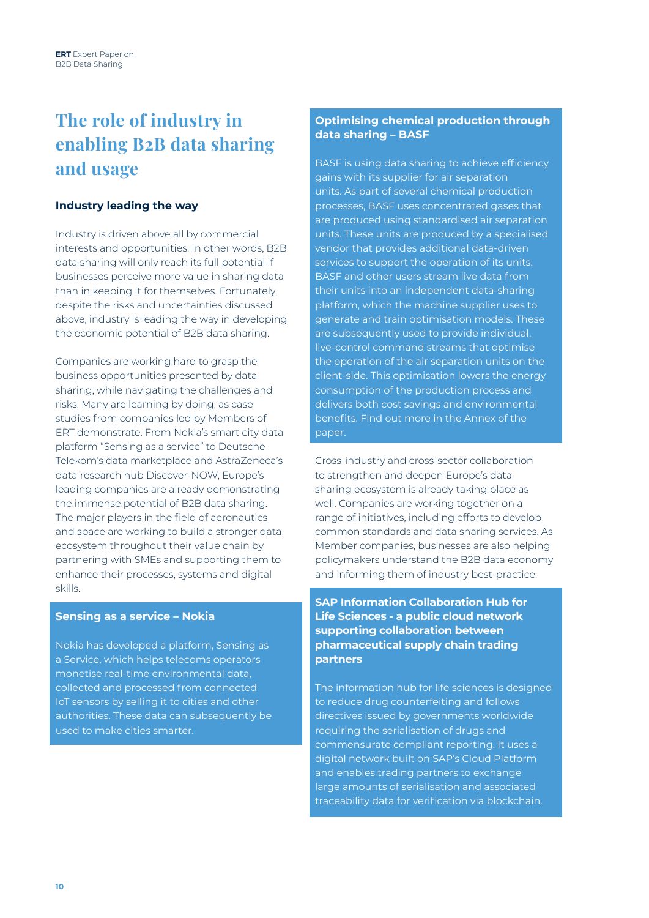# The role of industry in enabling B2B data sharing and usage

## Industry leading the way

Industry is driven above all by commercial interests and opportunities. In other words, B2B data sharing will only reach its full potential if businesses perceive more value in sharing data than in keeping it for themselves. Fortunately, despite the risks and uncertainties discussed above, industry is leading the way in developing the economic potential of B2B data sharing.

Companies are working hard to grasp the business opportunities presented by data sharing, while navigating the challenges and risks. Many are learning by doing, as case studies from companies led by Members of ERT demonstrate. From Nokia's smart city data platform "Sensing as a service" to Deutsche Telekom's data marketplace and AstraZeneca's data research hub Discover-NOW, Europe's leading companies are already demonstrating the immense potential of B2B data sharing. The major players in the field of aeronautics and space are working to build a stronger data ecosystem throughout their value chain by partnering with SMEs and supporting them to enhance their processes, systems and digital skills.

### Sensing as a service – Nokia

Nokia has developed a platform, Sensing as a Service, which helps telecoms operators monetise real-time environmental data, collected and processed from connected IoT sensors by selling it to cities and other authorities. These data can subsequently be used to make cities smarter.

### Optimising chemical production through data sharing – BASF

BASF is using data sharing to achieve efficiency gains with its supplier for air separation units. As part of several chemical production processes, BASF uses concentrated gases that are produced using standardised air separation units. These units are produced by a specialised vendor that provides additional data-driven services to support the operation of its units. BASF and other users stream live data from their units into an independent data-sharing platform, which the machine supplier uses to generate and train optimisation models. These are subsequently used to provide individual, live-control command streams that optimise the operation of the air separation units on the client-side. This optimisation lowers the energy consumption of the production process and delivers both cost savings and environmental benefits. Find out more in the Annex of the paper.

Cross-industry and cross-sector collaboration to strengthen and deepen Europe's data sharing ecosystem is already taking place as well. Companies are working together on a range of initiatives, including efforts to develop common standards and data sharing services. As Member companies, businesses are also helping policymakers understand the B2B data economy and informing them of industry best-practice.

### SAP Information Collaboration Hub for Life Sciences - a public cloud network supporting collaboration between pharmaceutical supply chain trading partners

The information hub for life sciences is designed to reduce drug counterfeiting and follows directives issued by governments worldwide requiring the serialisation of drugs and commensurate compliant reporting. It uses a digital network built on SAP's Cloud Platform and enables trading partners to exchange large amounts of serialisation and associated traceability data for verification via blockchain.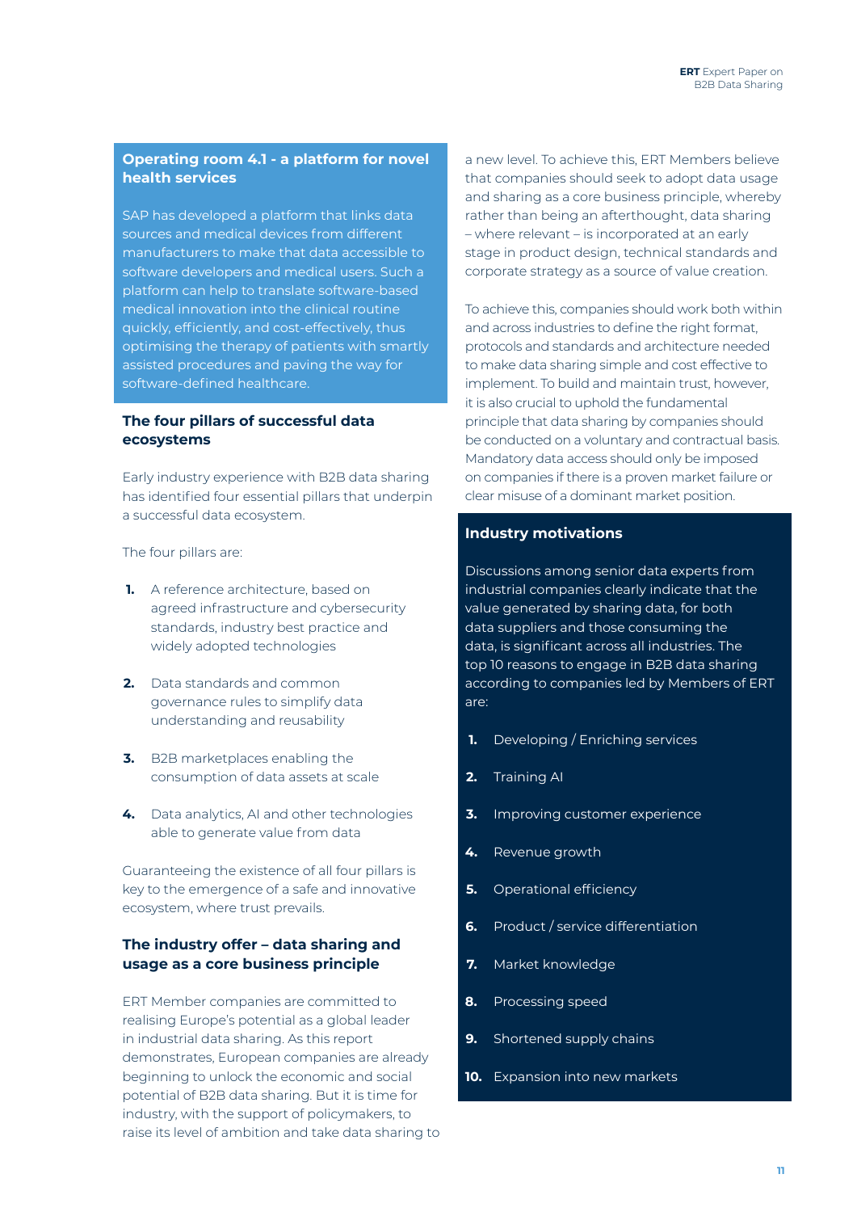### Operating room 4.1 - a platform for novel health services

SAP has developed a platform that links data sources and medical devices from different manufacturers to make that data accessible to software developers and medical users. Such a platform can help to translate software-based medical innovation into the clinical routine quickly, efficiently, and cost-effectively, thus optimising the therapy of patients with smartly assisted procedures and paving the way for software-defined healthcare.

### The four pillars of successful data ecosystems

Early industry experience with B2B data sharing has identified four essential pillars that underpin a successful data ecosystem.

The four pillars are:

1. A reference architecture, based on agreed infrastructure and cybersecurity standards, industry best practice and widely adopted technologies
2. Data standards and common governance rules to simplify data understanding and reusability
3. B2B marketplaces enabling the consumption of data assets at scale
4. Data analytics, AI and other technologies able to generate value from data

Guaranteeing the existence of all four pillars is key to the emergence of a safe and innovative ecosystem, where trust prevails.

### The industry offer – data sharing and usage as a core business principle

ERT Member companies are committed to realising Europe's potential as a global leader in industrial data sharing. As this report demonstrates, European companies are already beginning to unlock the economic and social potential of B2B data sharing. But it is time for industry, with the support of policymakers, to raise its level of ambition and take data sharing to a new level. To achieve this, ERT Members believe that companies should seek to adopt data usage and sharing as a core business principle, whereby rather than being an afterthought, data sharing – where relevant – is incorporated at an early stage in product design, technical standards and corporate strategy as a source of value creation.

To achieve this, companies should work both within and across industries to define the right format, protocols and standards and architecture needed to make data sharing simple and cost effective to implement. To build and maintain trust, however, it is also crucial to uphold the fundamental principle that data sharing by companies should be conducted on a voluntary and contractual basis. Mandatory data access should only be imposed on companies if there is a proven market failure or clear misuse of a dominant market position.

### Industry motivations

Discussions among senior data experts from industrial companies clearly indicate that the value generated by sharing data, for both data suppliers and those consuming the data, is significant across all industries. The top 10 reasons to engage in B2B data sharing according to companies led by Members of ERT are:

1. Developing / Enriching services
2. Training AI
3. Improving customer experience
4. Revenue growth
5. Operational efficiency
6. Product / service differentiation
7. Market knowledge
8. Processing speed
9. Shortened supply chains
10. Expansion into new markets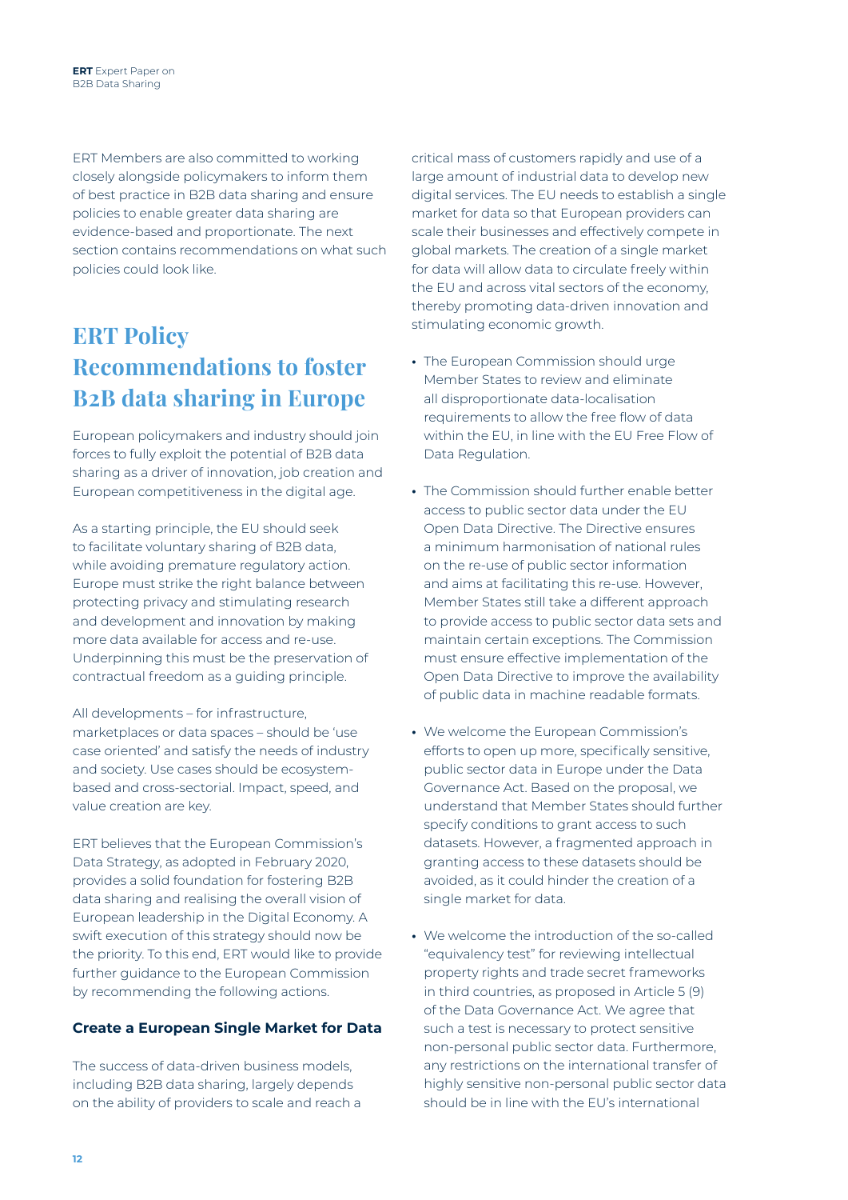ERT Members are also committed to working closely alongside policymakers to inform them of best practice in B2B data sharing and ensure policies to enable greater data sharing are evidence-based and proportionate. The next section contains recommendations on what such policies could look like.

## ERT Policy Recommendations to foster B2B data sharing in Europe

European policymakers and industry should join forces to fully exploit the potential of B2B data sharing as a driver of innovation, job creation and European competitiveness in the digital age.

As a starting principle, the EU should seek to facilitate voluntary sharing of B2B data, while avoiding premature regulatory action. Europe must strike the right balance between protecting privacy and stimulating research and development and innovation by making more data available for access and re-use. Underpinning this must be the preservation of contractual freedom as a guiding principle.

All developments – for infrastructure, marketplaces or data spaces – should be 'use case oriented' and satisfy the needs of industry and society. Use cases should be ecosystem-based and cross-sectorial. Impact, speed, and value creation are key.

ERT believes that the European Commission's Data Strategy, as adopted in February 2020, provides a solid foundation for fostering B2B data sharing and realising the overall vision of European leadership in the Digital Economy. A swift execution of this strategy should now be the priority. To this end, ERT would like to provide further guidance to the European Commission by recommending the following actions.

### Create a European Single Market for Data

The success of data-driven business models, including B2B data sharing, largely depends on the ability of providers to scale and reach a critical mass of customers rapidly and use of a large amount of industrial data to develop new digital services. The EU needs to establish a single market for data so that European providers can scale their businesses and effectively compete in global markets. The creation of a single market for data will allow data to circulate freely within the EU and across vital sectors of the economy, thereby promoting data-driven innovation and stimulating economic growth.

- The European Commission should urge Member States to review and eliminate all disproportionate data-localisation requirements to allow the free flow of data within the EU, in line with the EU Free Flow of Data Regulation.
- The Commission should further enable better access to public sector data under the EU Open Data Directive. The Directive ensures a minimum harmonisation of national rules on the re-use of public sector information and aims at facilitating this re-use. However, Member States still take a different approach to provide access to public sector data sets and maintain certain exceptions. The Commission must ensure effective implementation of the Open Data Directive to improve the availability of public data in machine readable formats.
- We welcome the European Commission's efforts to open up more, specifically sensitive, public sector data in Europe under the Data Governance Act. Based on the proposal, we understand that Member States should further specify conditions to grant access to such datasets. However, a fragmented approach in granting access to these datasets should be avoided, as it could hinder the creation of a single market for data.
- We welcome the introduction of the so-called "equivalency test" for reviewing intellectual property rights and trade secret frameworks in third countries, as proposed in Article 5 (9) of the Data Governance Act. We agree that such a test is necessary to protect sensitive non-personal public sector data. Furthermore, any restrictions on the international transfer of highly sensitive non-personal public sector data should be in line with the EU's international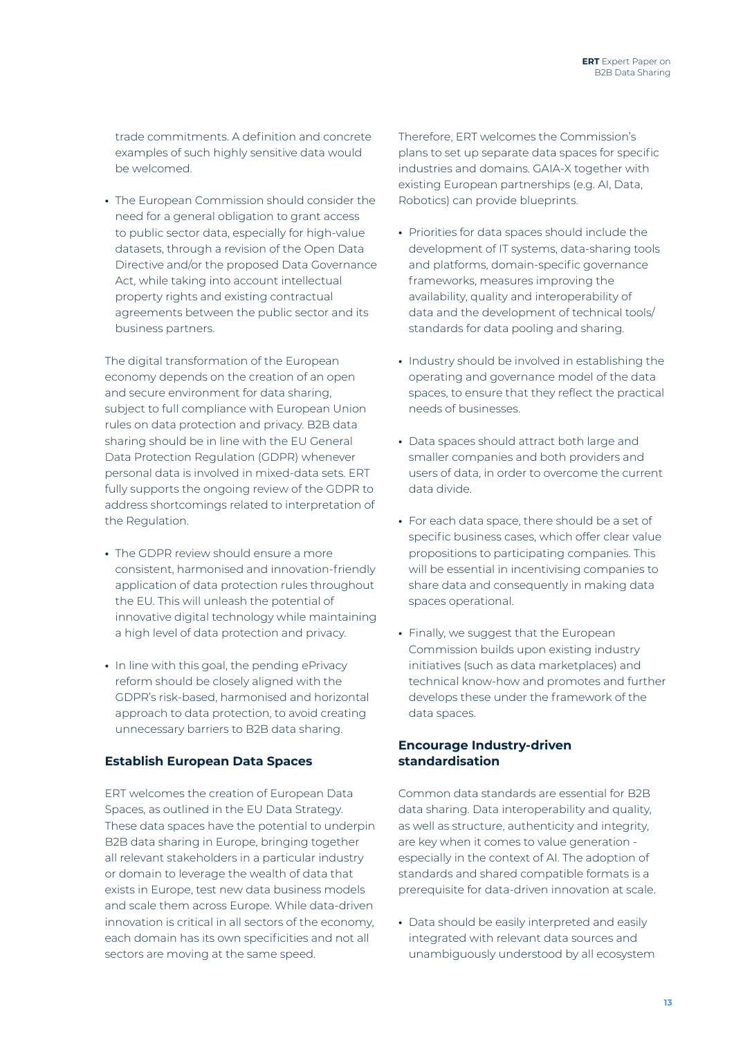trade commitments. A definition and concrete examples of such highly sensitive data would be welcomed.

- The European Commission should consider the need for a general obligation to grant access to public sector data, especially for high-value datasets, through a revision of the Open Data Directive and/or the proposed Data Governance Act, while taking into account intellectual property rights and existing contractual agreements between the public sector and its business partners.

The digital transformation of the European economy depends on the creation of an open and secure environment for data sharing, subject to full compliance with European Union rules on data protection and privacy. B2B data sharing should be in line with the EU General Data Protection Regulation (GDPR) whenever personal data is involved in mixed-data sets. ERT fully supports the ongoing review of the GDPR to address shortcomings related to interpretation of the Regulation.

- The GDPR review should ensure a more consistent, harmonised and innovation-friendly application of data protection rules throughout the EU. This will unleash the potential of innovative digital technology while maintaining a high level of data protection and privacy.
- In line with this goal, the pending ePrivacy reform should be closely aligned with the GDPR's risk-based, harmonised and horizontal approach to data protection, to avoid creating unnecessary barriers to B2B data sharing.

### Establish European Data Spaces

ERT welcomes the creation of European Data Spaces, as outlined in the EU Data Strategy. These data spaces have the potential to underpin B2B data sharing in Europe, bringing together all relevant stakeholders in a particular industry or domain to leverage the wealth of data that exists in Europe, test new data business models and scale them across Europe. While data-driven innovation is critical in all sectors of the economy, each domain has its own specificities and not all sectors are moving at the same speed.

Therefore, ERT welcomes the Commission's plans to set up separate data spaces for specific industries and domains. GAIA-X together with existing European partnerships (e.g. AI, Data, Robotics) can provide blueprints.

- Priorities for data spaces should include the development of IT systems, data-sharing tools and platforms, domain-specific governance frameworks, measures improving the availability, quality and interoperability of data and the development of technical tools/standards for data pooling and sharing.
- Industry should be involved in establishing the operating and governance model of the data spaces, to ensure that they reflect the practical needs of businesses.
- Data spaces should attract both large and smaller companies and both providers and users of data, in order to overcome the current data divide.
- For each data space, there should be a set of specific business cases, which offer clear value propositions to participating companies. This will be essential in incentivising companies to share data and consequently in making data spaces operational.
- Finally, we suggest that the European Commission builds upon existing industry initiatives (such as data marketplaces) and technical know-how and promotes and further develops these under the framework of the data spaces.

### Encourage Industry-driven standardisation

Common data standards are essential for B2B data sharing. Data interoperability and quality, as well as structure, authenticity and integrity, are key when it comes to value generation - especially in the context of AI. The adoption of standards and shared compatible formats is a prerequisite for data-driven innovation at scale.

- Data should be easily interpreted and easily integrated with relevant data sources and unambiguously understood by all ecosystem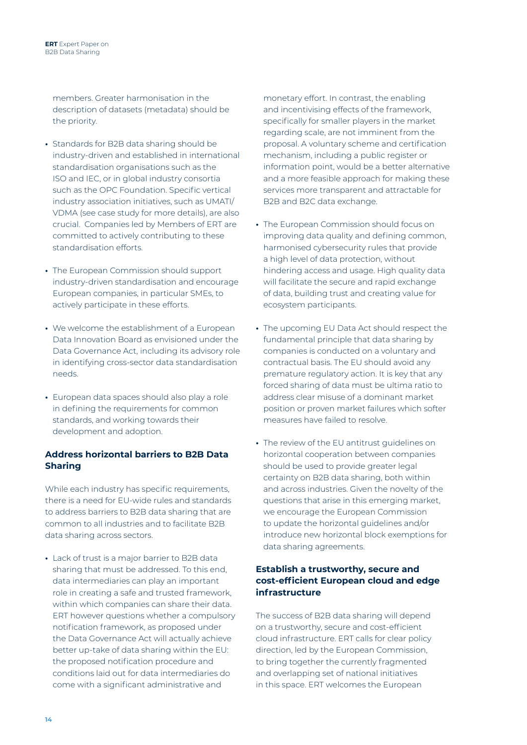members. Greater harmonisation in the description of datasets (metadata) should be the priority.

- Standards for B2B data sharing should be industry-driven and established in international standardisation organisations such as the ISO and IEC, or in global industry consortia such as the OPC Foundation. Specific vertical industry association initiatives, such as UMATI/VDMA (see case study for more details), are also crucial. Companies led by Members of ERT are committed to actively contributing to these standardisation efforts.

- The European Commission should support industry-driven standardisation and encourage European companies, in particular SMEs, to actively participate in these efforts.

- We welcome the establishment of a European Data Innovation Board as envisioned under the Data Governance Act, including its advisory role in identifying cross-sector data standardisation needs.

- European data spaces should also play a role in defining the requirements for common standards, and working towards their development and adoption.

### Address horizontal barriers to B2B Data Sharing

While each industry has specific requirements, there is a need for EU-wide rules and standards to address barriers to B2B data sharing that are common to all industries and to facilitate B2B data sharing across sectors.

- Lack of trust is a major barrier to B2B data sharing that must be addressed. To this end, data intermediaries can play an important role in creating a safe and trusted framework, within which companies can share their data. ERT however questions whether a compulsory notification framework, as proposed under the Data Governance Act will actually achieve better up-take of data sharing within the EU: the proposed notification procedure and conditions laid out for data intermediaries do come with a significant administrative and monetary effort. In contrast, the enabling and incentivising effects of the framework, specifically for smaller players in the market regarding scale, are not imminent from the proposal. A voluntary scheme and certification mechanism, including a public register or information point, would be a better alternative and a more feasible approach for making these services more transparent and attractable for B2B and B2C data exchange.

- The European Commission should focus on improving data quality and defining common, harmonised cybersecurity rules that provide a high level of data protection, without hindering access and usage. High quality data will facilitate the secure and rapid exchange of data, building trust and creating value for ecosystem participants.

- The upcoming EU Data Act should respect the fundamental principle that data sharing by companies is conducted on a voluntary and contractual basis. The EU should avoid any premature regulatory action. It is key that any forced sharing of data must be ultima ratio to address clear misuse of a dominant market position or proven market failures which softer measures have failed to resolve.

- The review of the EU antitrust guidelines on horizontal cooperation between companies should be used to provide greater legal certainty on B2B data sharing, both within and across industries. Given the novelty of the questions that arise in this emerging market, we encourage the European Commission to update the horizontal guidelines and/or introduce new horizontal block exemptions for data sharing agreements.

### Establish a trustworthy, secure and cost-efficient European cloud and edge infrastructure

The success of B2B data sharing will depend on a trustworthy, secure and cost-efficient cloud infrastructure. ERT calls for clear policy direction, led by the European Commission, to bring together the currently fragmented and overlapping set of national initiatives in this space. ERT welcomes the European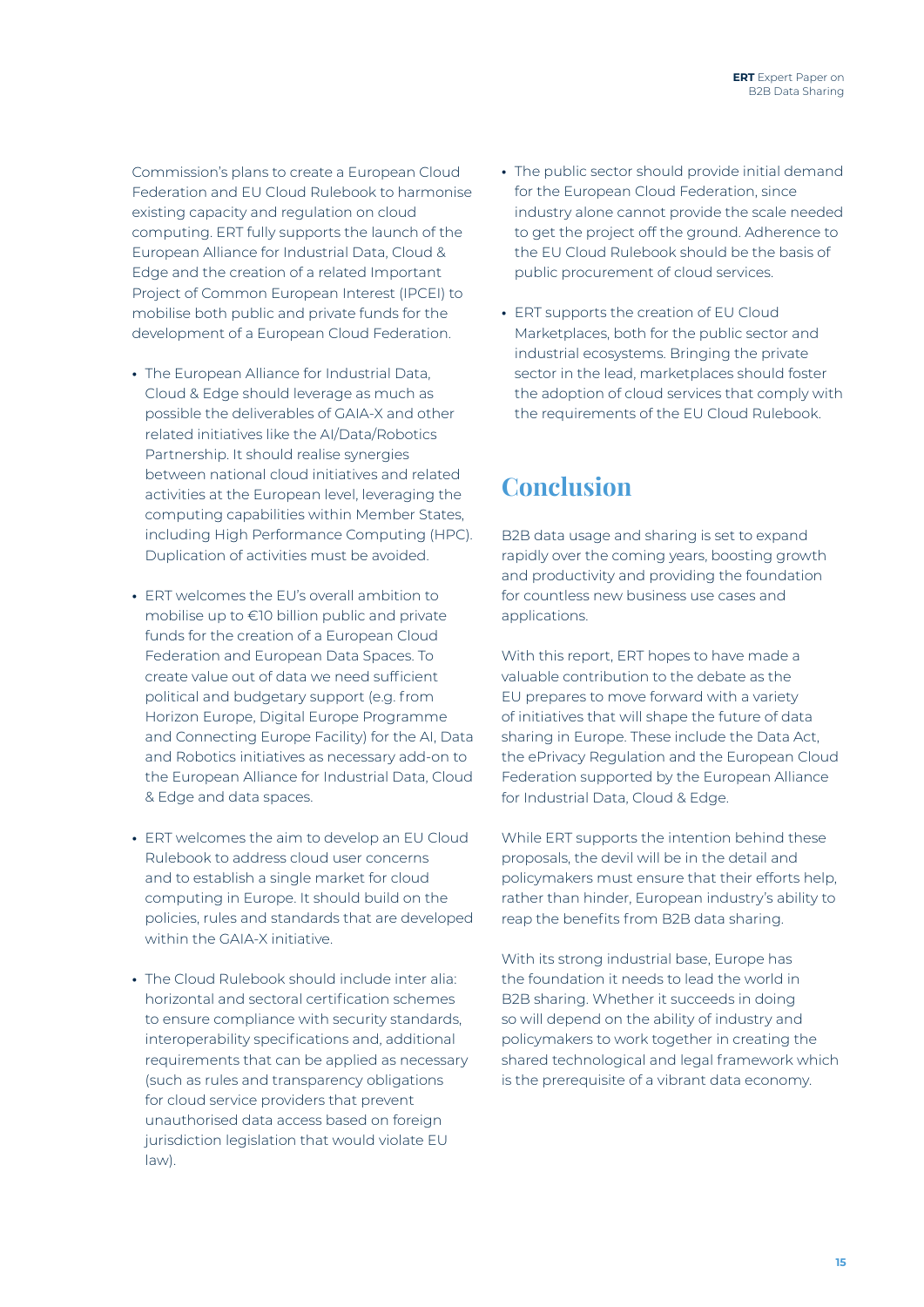Commission's plans to create a European Cloud Federation and EU Cloud Rulebook to harmonise existing capacity and regulation on cloud computing. ERT fully supports the launch of the European Alliance for Industrial Data, Cloud & Edge and the creation of a related Important Project of Common European Interest (IPCEI) to mobilise both public and private funds for the development of a European Cloud Federation.

- The European Alliance for Industrial Data, Cloud & Edge should leverage as much as possible the deliverables of GAIA-X and other related initiatives like the AI/Data/Robotics Partnership. It should realise synergies between national cloud initiatives and related activities at the European level, leveraging the computing capabilities within Member States, including High Performance Computing (HPC). Duplication of activities must be avoided.
- ERT welcomes the EU's overall ambition to mobilise up to €10 billion public and private funds for the creation of a European Cloud Federation and European Data Spaces. To create value out of data we need sufficient political and budgetary support (e.g. from Horizon Europe, Digital Europe Programme and Connecting Europe Facility) for the AI, Data and Robotics initiatives as necessary add-on to the European Alliance for Industrial Data, Cloud & Edge and data spaces.
- ERT welcomes the aim to develop an EU Cloud Rulebook to address cloud user concerns and to establish a single market for cloud computing in Europe. It should build on the policies, rules and standards that are developed within the GAIA-X initiative.
- The Cloud Rulebook should include inter alia: horizontal and sectoral certification schemes to ensure compliance with security standards, interoperability specifications and, additional requirements that can be applied as necessary (such as rules and transparency obligations for cloud service providers that prevent unauthorised data access based on foreign jurisdiction legislation that would violate EU law).
- The public sector should provide initial demand for the European Cloud Federation, since industry alone cannot provide the scale needed to get the project off the ground. Adherence to the EU Cloud Rulebook should be the basis of public procurement of cloud services.
- ERT supports the creation of EU Cloud Marketplaces, both for the public sector and industrial ecosystems. Bringing the private sector in the lead, marketplaces should foster the adoption of cloud services that comply with the requirements of the EU Cloud Rulebook.

# Conclusion

B2B data usage and sharing is set to expand rapidly over the coming years, boosting growth and productivity and providing the foundation for countless new business use cases and applications.

With this report, ERT hopes to have made a valuable contribution to the debate as the EU prepares to move forward with a variety of initiatives that will shape the future of data sharing in Europe. These include the Data Act, the ePrivacy Regulation and the European Cloud Federation supported by the European Alliance for Industrial Data, Cloud & Edge.

While ERT supports the intention behind these proposals, the devil will be in the detail and policymakers must ensure that their efforts help, rather than hinder, European industry's ability to reap the benefits from B2B data sharing.

With its strong industrial base, Europe has the foundation it needs to lead the world in B2B sharing. Whether it succeeds in doing so will depend on the ability of industry and policymakers to work together in creating the shared technological and legal framework which is the prerequisite of a vibrant data economy.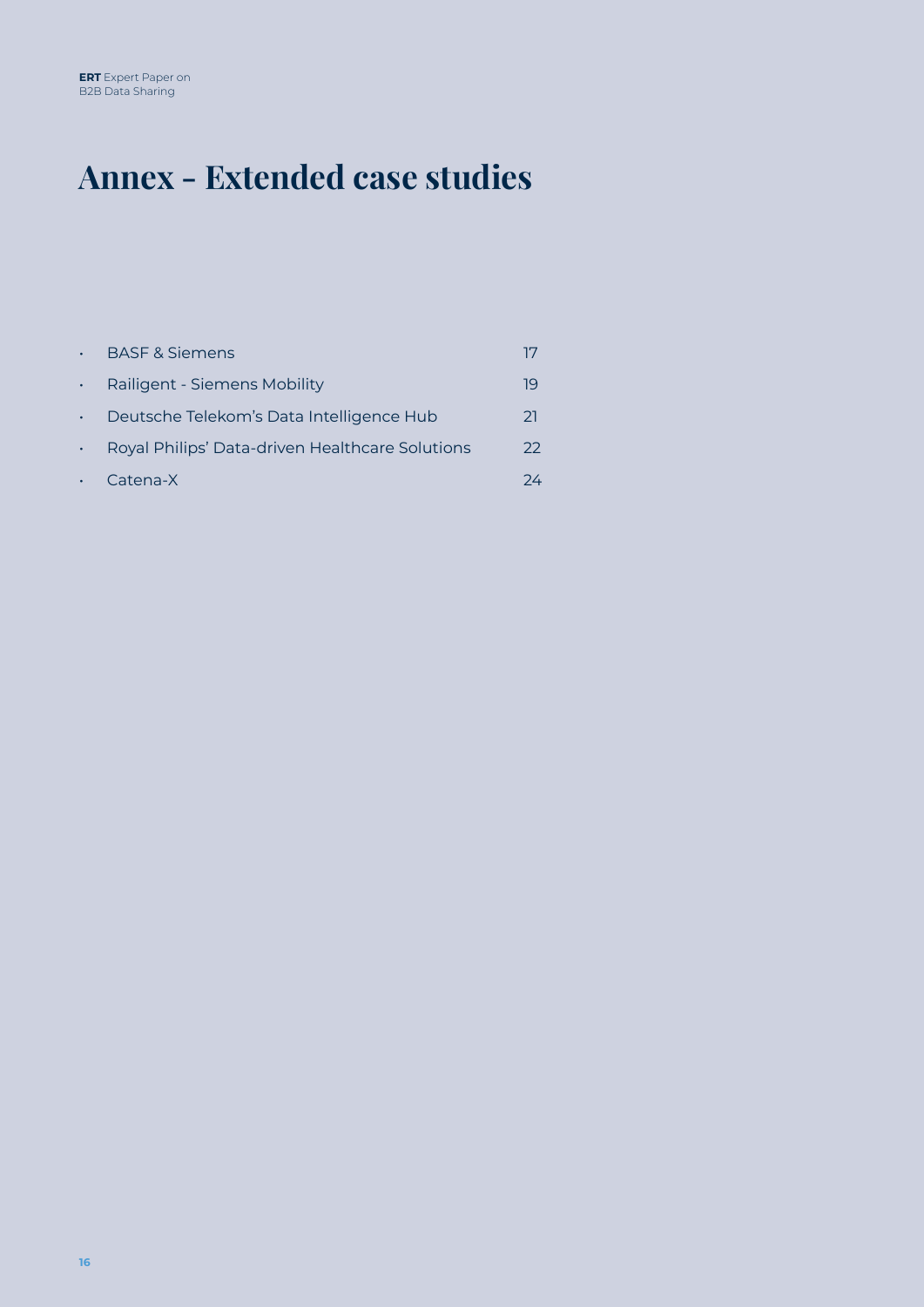# Annex - Extended case studies

- BASF & Siemens 17
- Railigent - Siemens Mobility 19
- Deutsche Telekom's Data Intelligence Hub 21
- Royal Philips' Data-driven Healthcare Solutions 22
- Catena-X 24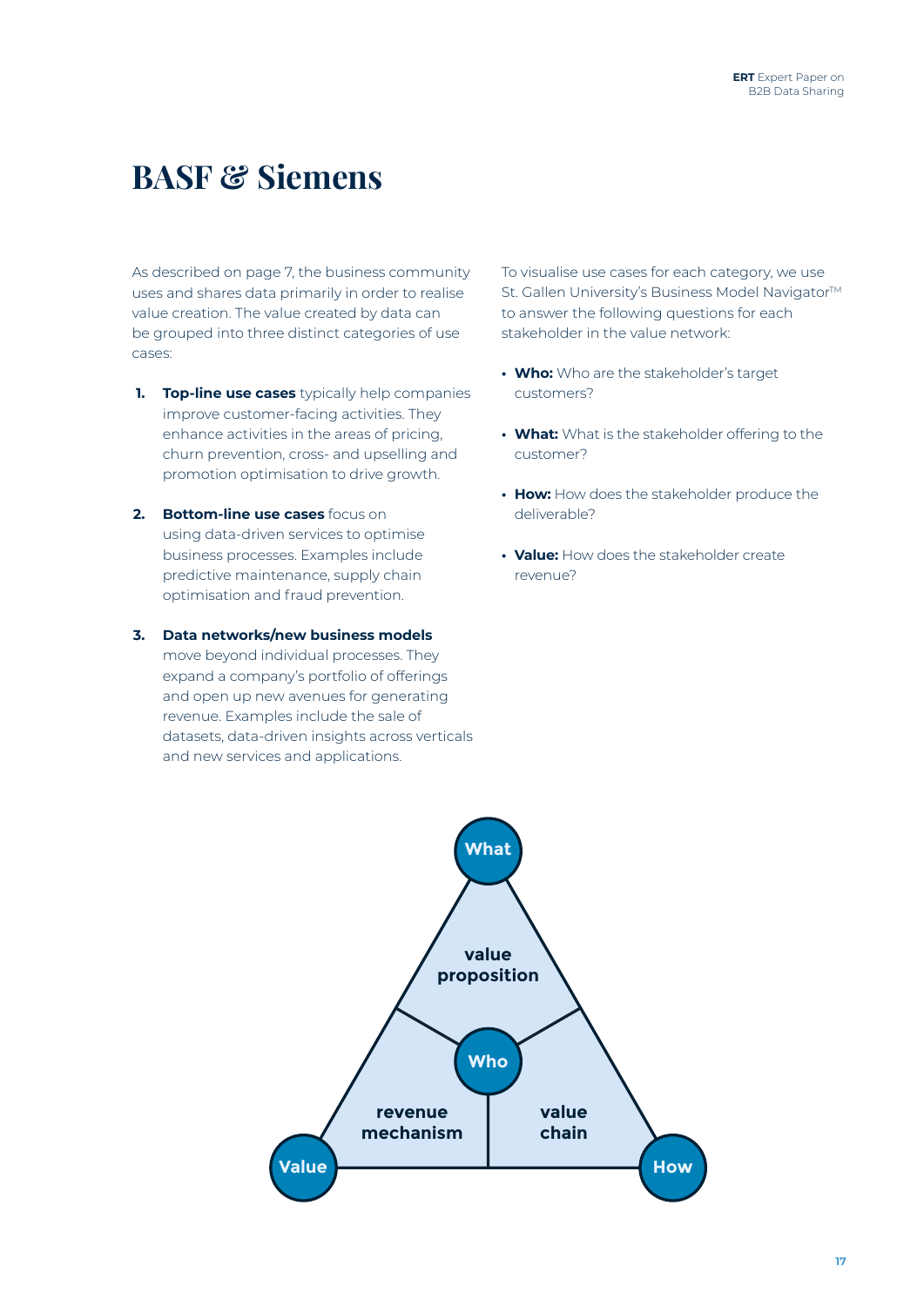# BASF & Siemens

As described on page 7, the business community uses and shares data primarily in order to realise value creation. The value created by data can be grouped into three distinct categories of use cases:

1. **Top-line use cases** typically help companies improve customer-facing activities. They enhance activities in the areas of pricing, churn prevention, cross- and upselling and promotion optimisation to drive growth.

2. **Bottom-line use cases** focus on using data-driven services to optimise business processes. Examples include predictive maintenance, supply chain optimisation and fraud prevention.

3. **Data networks/new business models** move beyond individual processes. They expand a company's portfolio of offerings and open up new avenues for generating revenue. Examples include the sale of datasets, data-driven insights across verticals and new services and applications.

To visualise use cases for each category, we use St. Gallen University's Business Model Navigator™ to answer the following questions for each stakeholder in the value network:

- **Who:** Who are the stakeholder's target customers?
- **What:** What is the stakeholder offering to the customer?
- **How:** How does the stakeholder produce the deliverable?
- **Value:** How does the stakeholder create revenue?

What – value proposition

Who

Value – revenue mechanism

How – value chain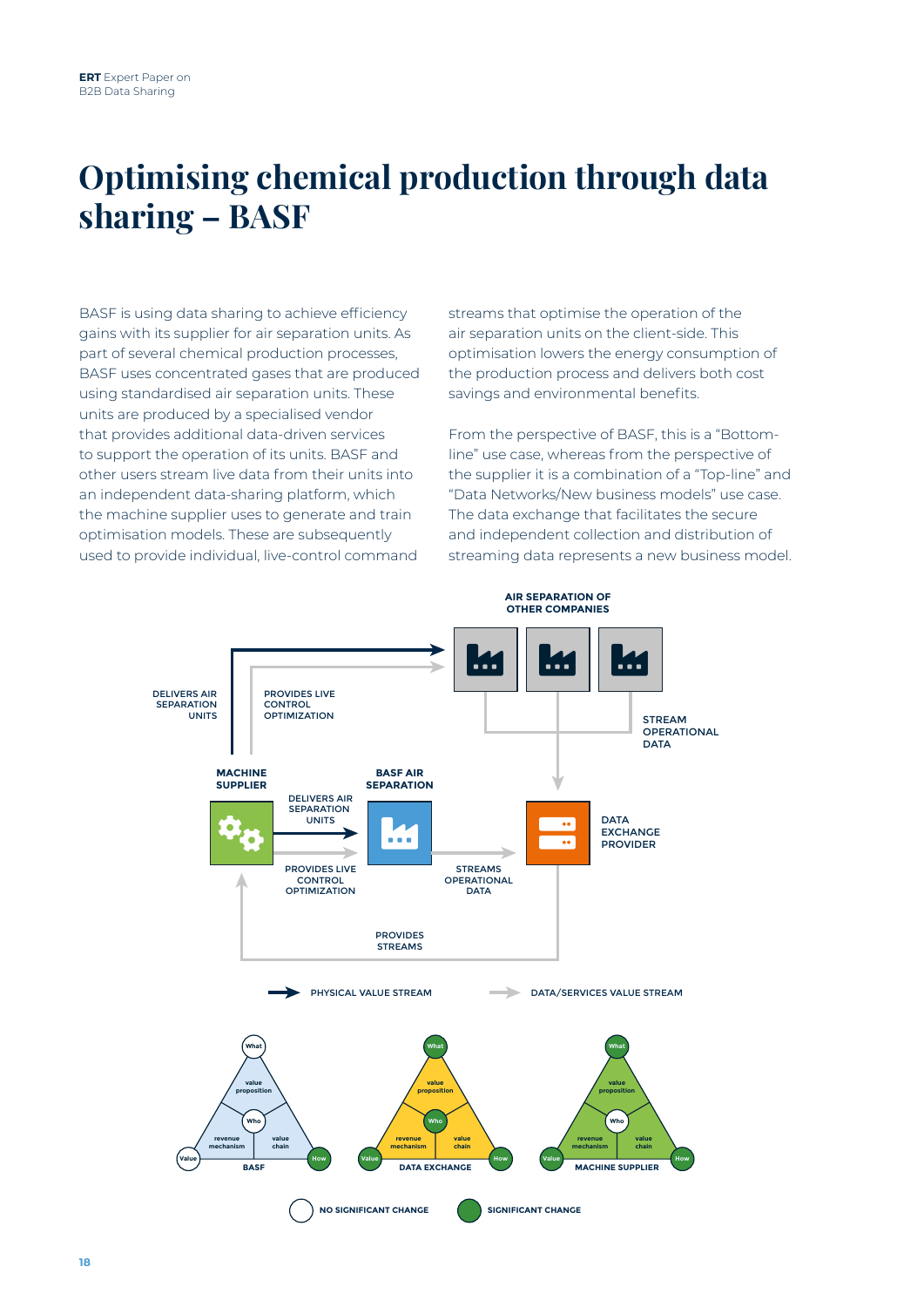# Optimising chemical production through data sharing – BASF

BASF is using data sharing to achieve efficiency gains with its supplier for air separation units. As part of several chemical production processes, BASF uses concentrated gases that are produced using standardised air separation units. These units are produced by a specialised vendor that provides additional data-driven services to support the operation of its units. BASF and other users stream live data from their units into an independent data-sharing platform, which the machine supplier uses to generate and train optimisation models. These are subsequently used to provide individual, live-control command streams that optimise the operation of the air separation units on the client-side. This optimisation lowers the energy consumption of the production process and delivers both cost savings and environmental benefits.

From the perspective of BASF, this is a "Bottom-line" use case, whereas from the perspective of the supplier it is a combination of a "Top-line" and "Data Networks/New business models" use case. The data exchange that facilitates the secure and independent collection and distribution of streaming data represents a new business model.

AIR SEPARATION OF OTHER COMPANIES

DELIVERS AIR SEPARATION UNITS

PROVIDES LIVE CONTROL OPTIMIZATION

STREAM OPERATIONAL DATA

MACHINE SUPPLIER

BASF AIR SEPARATION

DELIVERS AIR SEPARATION UNITS

DATA EXCHANGE PROVIDER

PROVIDES LIVE CONTROL OPTIMIZATION

STREAMS OPERATIONAL DATA

PROVIDES STREAMS

PHYSICAL VALUE STREAM

DATA/SERVICES VALUE STREAM

What / value proposition / Who / revenue mechanism / value chain / Value / How — BASF

What / value proposition / Who / revenue mechanism / value chain / Value / How — DATA EXCHANGE

What / value proposition / Who / revenue mechanism / value chain / Value / How — MACHINE SUPPLIER

NO SIGNIFICANT CHANGE

SIGNIFICANT CHANGE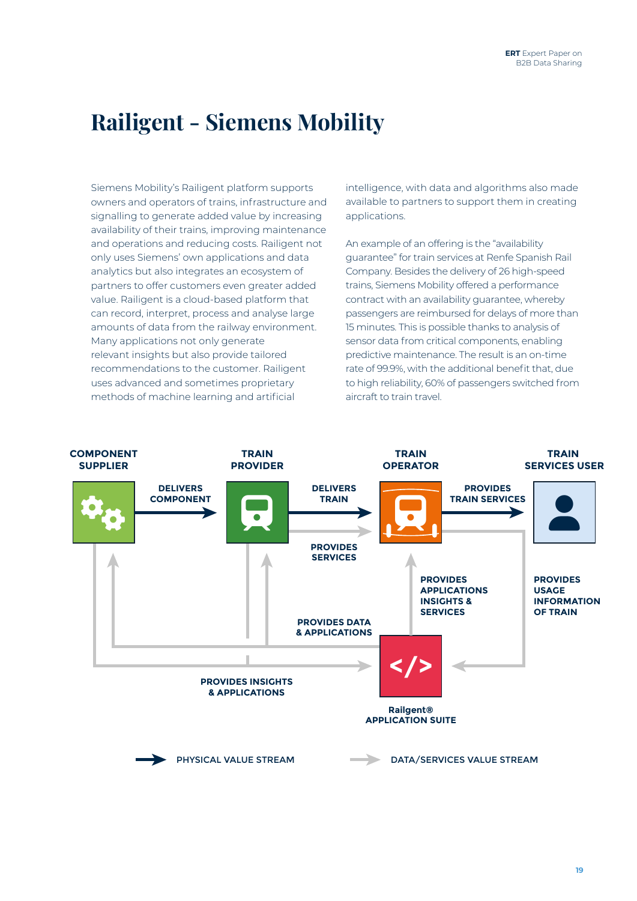# Railigent - Siemens Mobility

Siemens Mobility's Railigent platform supports owners and operators of trains, infrastructure and signalling to generate added value by increasing availability of their trains, improving maintenance and operations and reducing costs. Railigent not only uses Siemens' own applications and data analytics but also integrates an ecosystem of partners to offer customers even greater added value. Railigent is a cloud-based platform that can record, interpret, process and analyse large amounts of data from the railway environment. Many applications not only generate relevant insights but also provide tailored recommendations to the customer. Railigent uses advanced and sometimes proprietary methods of machine learning and artificial intelligence, with data and algorithms also made available to partners to support them in creating applications.

An example of an offering is the "availability guarantee" for train services at Renfe Spanish Rail Company. Besides the delivery of 26 high-speed trains, Siemens Mobility offered a performance contract with an availability guarantee, whereby passengers are reimbursed for delays of more than 15 minutes. This is possible thanks to analysis of sensor data from critical components, enabling predictive maintenance. The result is an on-time rate of 99.9%, with the additional benefit that, due to high reliability, 60% of passengers switched from aircraft to train travel.

COMPONENT SUPPLIER — DELIVERS COMPONENT → TRAIN PROVIDER — DELIVERS TRAIN → TRAIN OPERATOR — PROVIDES TRAIN SERVICES → TRAIN SERVICES USER

TRAIN PROVIDER — PROVIDES SERVICES → TRAIN OPERATOR

Railigent® APPLICATION SUITE — PROVIDES DATA & APPLICATIONS → COMPONENT SUPPLIER, TRAIN PROVIDER

Railigent® APPLICATION SUITE — PROVIDES APPLICATIONS INSIGHTS & SERVICES → TRAIN OPERATOR

COMPONENT SUPPLIER, TRAIN PROVIDER — PROVIDES INSIGHTS & APPLICATIONS → Railigent® APPLICATION SUITE

TRAIN OPERATOR — PROVIDES USAGE INFORMATION OF TRAIN → Railigent® APPLICATION SUITE

PHYSICAL VALUE STREAM

DATA/SERVICES VALUE STREAM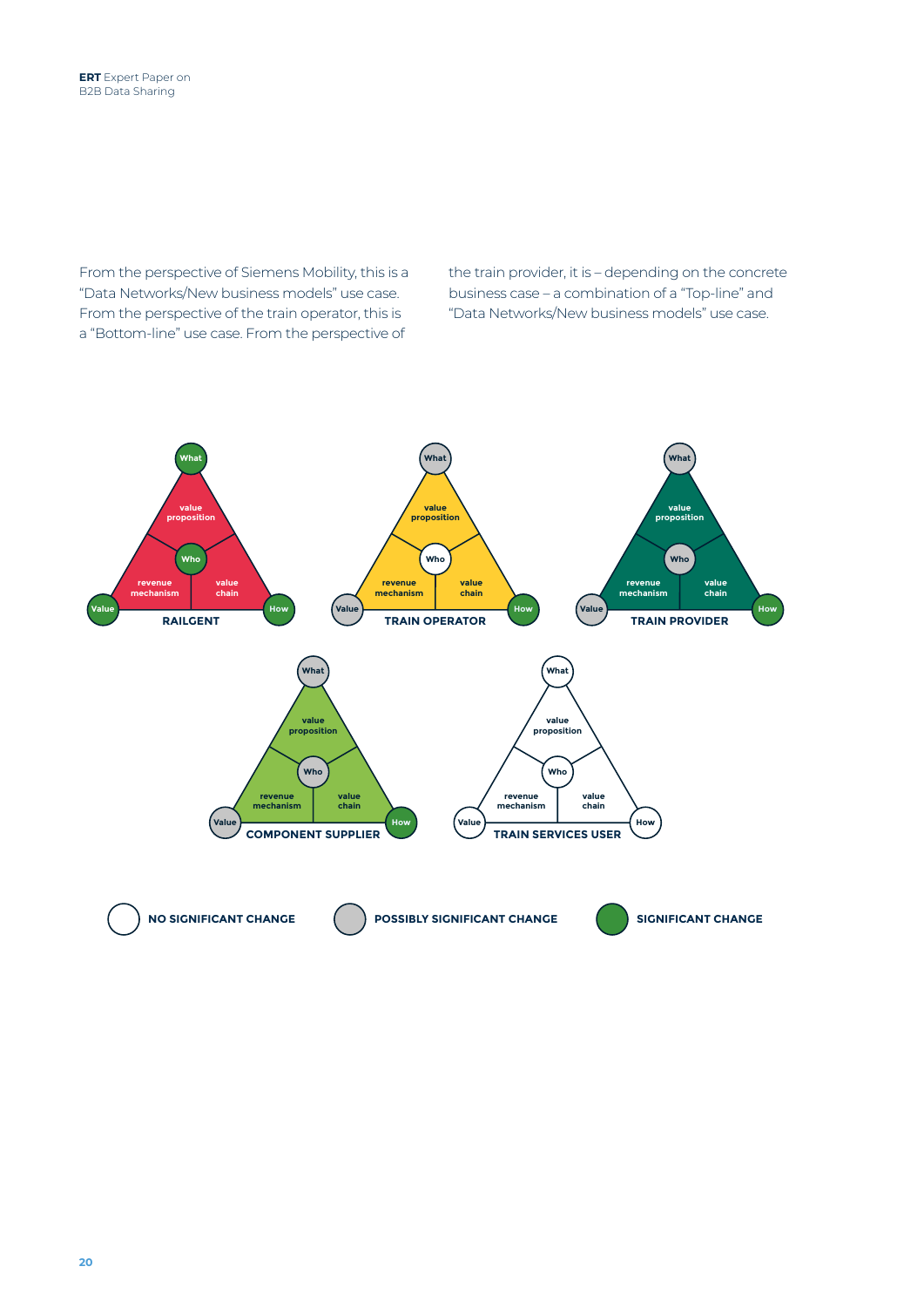From the perspective of Siemens Mobility, this is a "Data Networks/New business models" use case. From the perspective of the train operator, this is a "Bottom-line" use case. From the perspective of the train provider, it is – depending on the concrete business case – a combination of a "Top-line" and "Data Networks/New business models" use case.

What
value proposition
Who
revenue mechanism
value chain
Value
How
RAILGENT

What
value proposition
Who
revenue mechanism
value chain
Value
How
TRAIN OPERATOR

What
value proposition
Who
revenue mechanism
value chain
Value
How
TRAIN PROVIDER

What
value proposition
Who
revenue mechanism
value chain
Value
How
COMPONENT SUPPLIER

What
value proposition
Who
revenue mechanism
value chain
Value
How
TRAIN SERVICES USER

NO SIGNIFICANT CHANGE
POSSIBLY SIGNIFICANT CHANGE
SIGNIFICANT CHANGE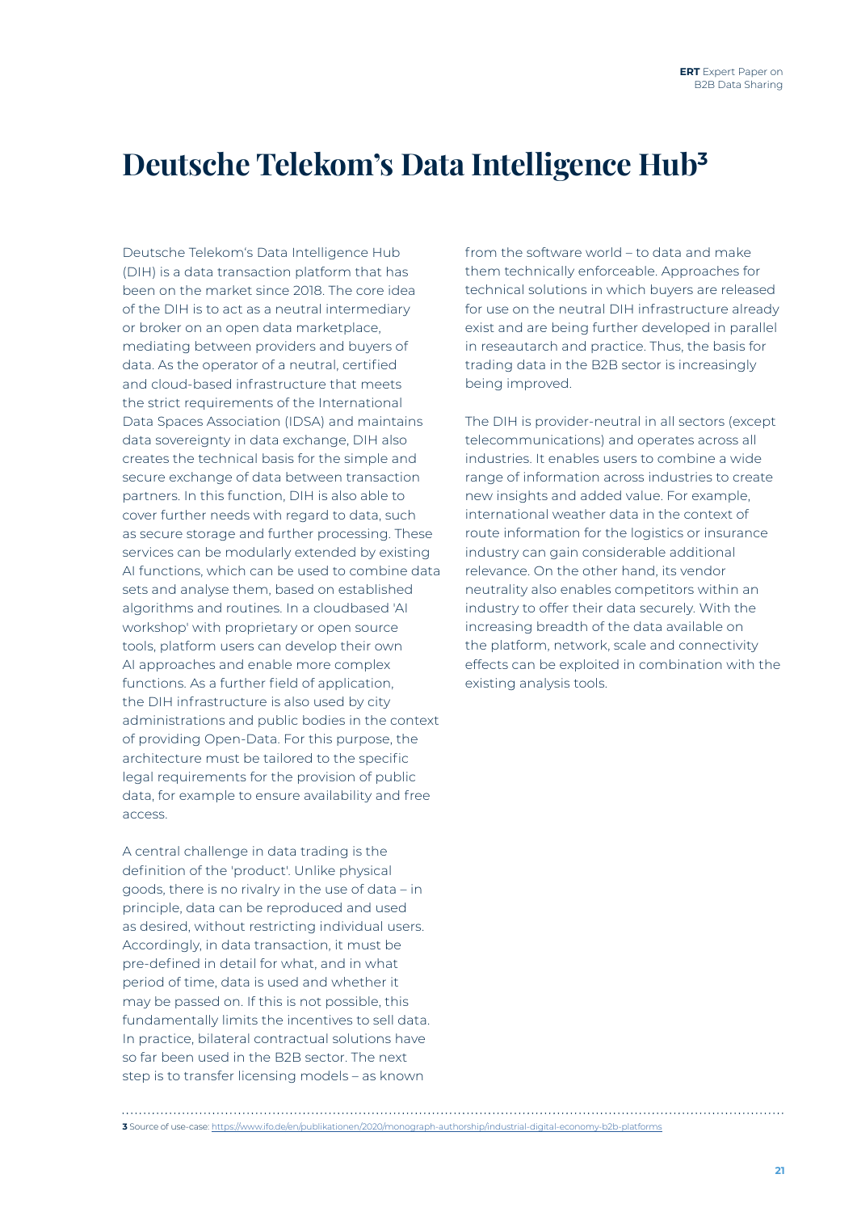# Deutsche Telekom's Data Intelligence Hub[3]

Deutsche Telekom's Data Intelligence Hub (DIH) is a data transaction platform that has been on the market since 2018. The core idea of the DIH is to act as a neutral intermediary or broker on an open data marketplace, mediating between providers and buyers of data. As the operator of a neutral, certified and cloud-based infrastructure that meets the strict requirements of the International Data Spaces Association (IDSA) and maintains data sovereignty in data exchange, DIH also creates the technical basis for the simple and secure exchange of data between transaction partners. In this function, DIH is also able to cover further needs with regard to data, such as secure storage and further processing. These services can be modularly extended by existing AI functions, which can be used to combine data sets and analyse them, based on established algorithms and routines. In a cloudbased 'AI workshop' with proprietary or open source tools, platform users can develop their own AI approaches and enable more complex functions. As a further field of application, the DIH infrastructure is also used by city administrations and public bodies in the context of providing Open-Data. For this purpose, the architecture must be tailored to the specific legal requirements for the provision of public data, for example to ensure availability and free access.

A central challenge in data trading is the definition of the 'product'. Unlike physical goods, there is no rivalry in the use of data – in principle, data can be reproduced and used as desired, without restricting individual users. Accordingly, in data transaction, it must be pre-defined in detail for what, and in what period of time, data is used and whether it may be passed on. If this is not possible, this fundamentally limits the incentives to sell data. In practice, bilateral contractual solutions have so far been used in the B2B sector. The next step is to transfer licensing models – as known from the software world – to data and make them technically enforceable. Approaches for technical solutions in which buyers are released for use on the neutral DIH infrastructure already exist and are being further developed in parallel in reseautarch and practice. Thus, the basis for trading data in the B2B sector is increasingly being improved.

The DIH is provider-neutral in all sectors (except telecommunications) and operates across all industries. It enables users to combine a wide range of information across industries to create new insights and added value. For example, international weather data in the context of route information for the logistics or insurance industry can gain considerable additional relevance. On the other hand, its vendor neutrality also enables competitors within an industry to offer their data securely. With the increasing breadth of the data available on the platform, network, scale and connectivity effects can be exploited in combination with the existing analysis tools.

---

**3** Source of use-case: https://www.ifo.de/en/publikationen/2020/monograph-authorship/industrial-digital-economy-b2b-platforms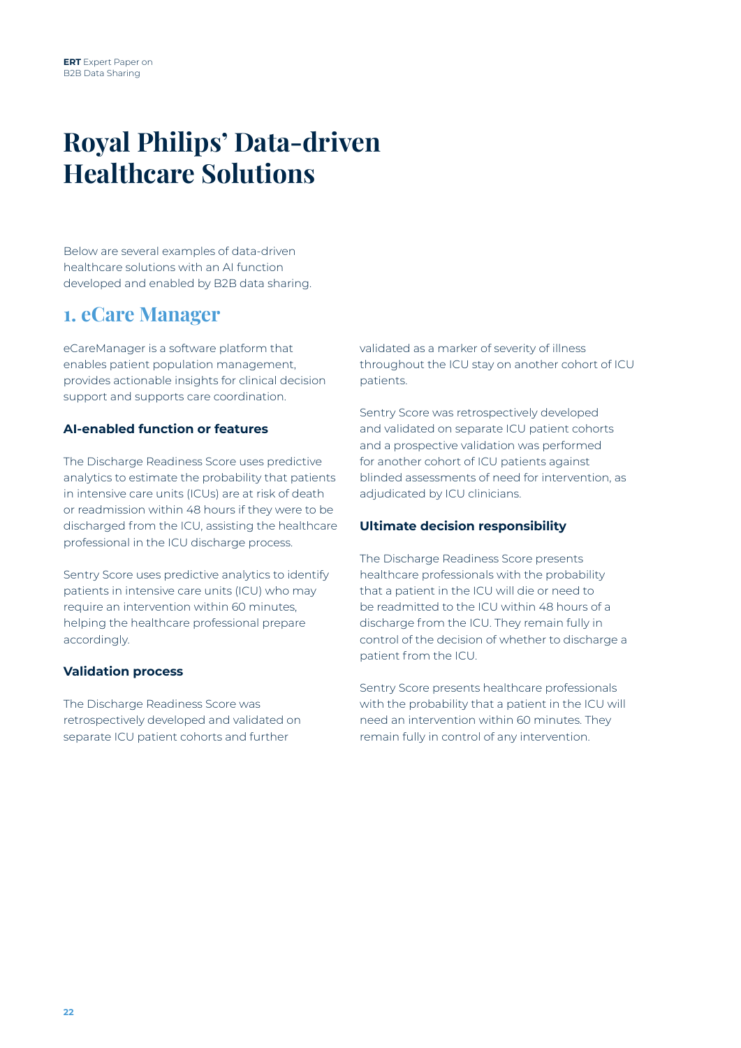# Royal Philips' Data-driven Healthcare Solutions

Below are several examples of data-driven healthcare solutions with an AI function developed and enabled by B2B data sharing.

## 1. eCare Manager

eCareManager is a software platform that enables patient population management, provides actionable insights for clinical decision support and supports care coordination.

### AI-enabled function or features

The Discharge Readiness Score uses predictive analytics to estimate the probability that patients in intensive care units (ICUs) are at risk of death or readmission within 48 hours if they were to be discharged from the ICU, assisting the healthcare professional in the ICU discharge process.

Sentry Score uses predictive analytics to identify patients in intensive care units (ICU) who may require an intervention within 60 minutes, helping the healthcare professional prepare accordingly.

### Validation process

The Discharge Readiness Score was retrospectively developed and validated on separate ICU patient cohorts and further validated as a marker of severity of illness throughout the ICU stay on another cohort of ICU patients.

Sentry Score was retrospectively developed and validated on separate ICU patient cohorts and a prospective validation was performed for another cohort of ICU patients against blinded assessments of need for intervention, as adjudicated by ICU clinicians.

### Ultimate decision responsibility

The Discharge Readiness Score presents healthcare professionals with the probability that a patient in the ICU will die or need to be readmitted to the ICU within 48 hours of a discharge from the ICU. They remain fully in control of the decision of whether to discharge a patient from the ICU.

Sentry Score presents healthcare professionals with the probability that a patient in the ICU will need an intervention within 60 minutes. They remain fully in control of any intervention.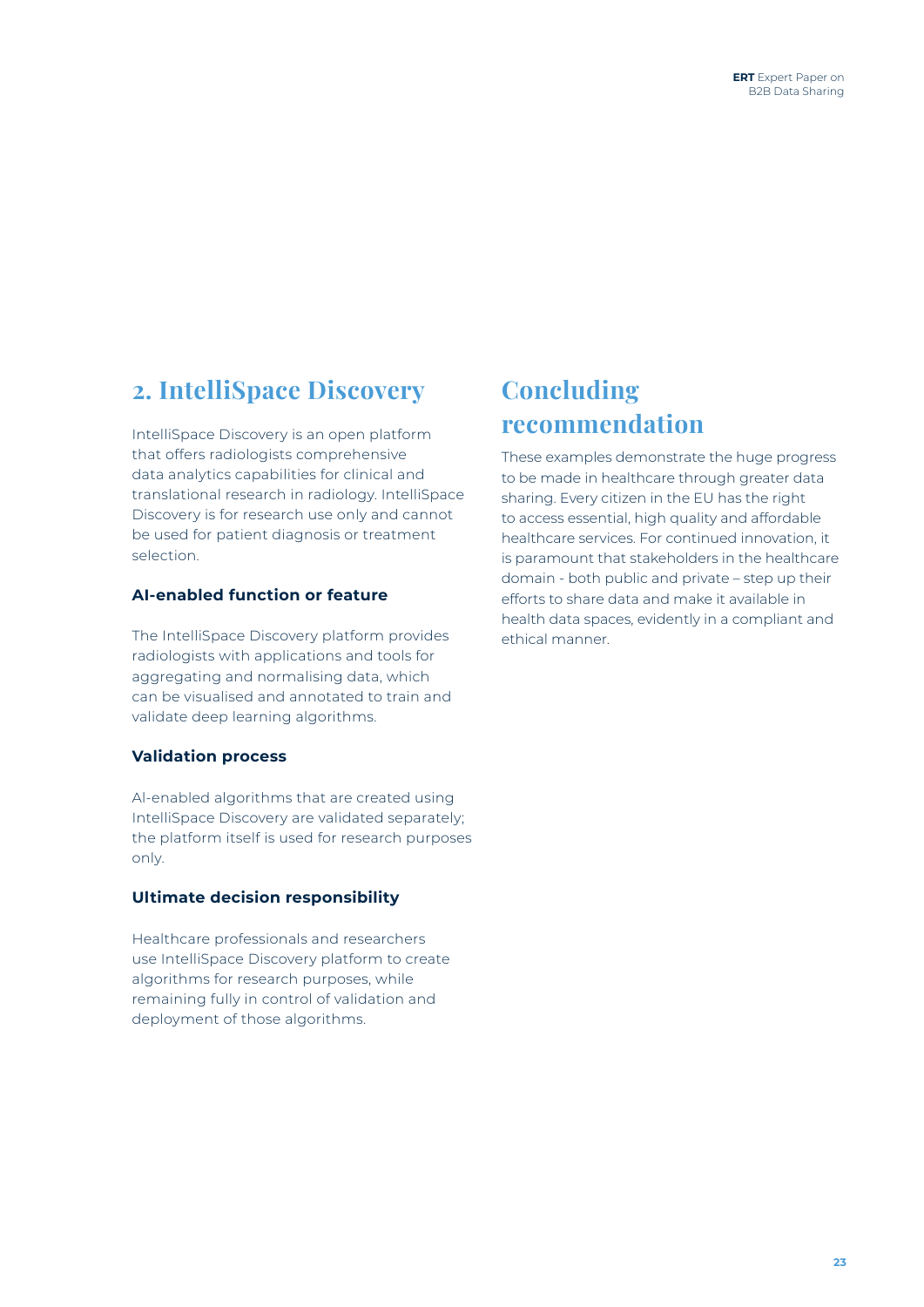## 2. IntelliSpace Discovery

IntelliSpace Discovery is an open platform that offers radiologists comprehensive data analytics capabilities for clinical and translational research in radiology. IntelliSpace Discovery is for research use only and cannot be used for patient diagnosis or treatment selection.

### AI-enabled function or feature

The IntelliSpace Discovery platform provides radiologists with applications and tools for aggregating and normalising data, which can be visualised and annotated to train and validate deep learning algorithms.

### Validation process

AI-enabled algorithms that are created using IntelliSpace Discovery are validated separately; the platform itself is used for research purposes only.

### Ultimate decision responsibility

Healthcare professionals and researchers use IntelliSpace Discovery platform to create algorithms for research purposes, while remaining fully in control of validation and deployment of those algorithms.

## Concluding recommendation

These examples demonstrate the huge progress to be made in healthcare through greater data sharing. Every citizen in the EU has the right to access essential, high quality and affordable healthcare services. For continued innovation, it is paramount that stakeholders in the healthcare domain - both public and private – step up their efforts to share data and make it available in health data spaces, evidently in a compliant and ethical manner.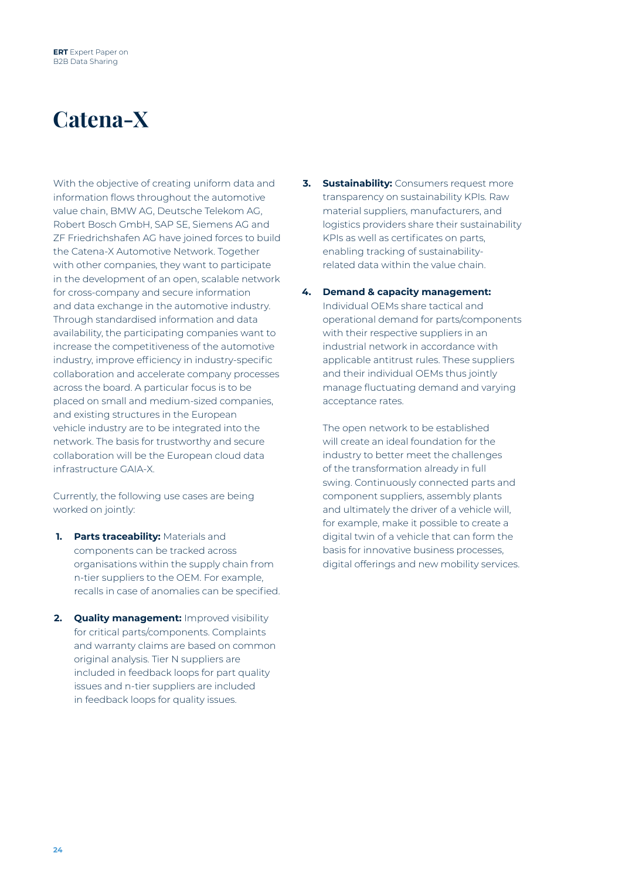# Catena-X

With the objective of creating uniform data and information flows throughout the automotive value chain, BMW AG, Deutsche Telekom AG, Robert Bosch GmbH, SAP SE, Siemens AG and ZF Friedrichshafen AG have joined forces to build the Catena-X Automotive Network. Together with other companies, they want to participate in the development of an open, scalable network for cross-company and secure information and data exchange in the automotive industry. Through standardised information and data availability, the participating companies want to increase the competitiveness of the automotive industry, improve efficiency in industry-specific collaboration and accelerate company processes across the board. A particular focus is to be placed on small and medium-sized companies, and existing structures in the European vehicle industry are to be integrated into the network. The basis for trustworthy and secure collaboration will be the European cloud data infrastructure GAIA-X.

Currently, the following use cases are being worked on jointly:

1. **Parts traceability:** Materials and components can be tracked across organisations within the supply chain from n-tier suppliers to the OEM. For example, recalls in case of anomalies can be specified.
2. **Quality management:** Improved visibility for critical parts/components. Complaints and warranty claims are based on common original analysis. Tier N suppliers are included in feedback loops for part quality issues and n-tier suppliers are included in feedback loops for quality issues.
3. **Sustainability:** Consumers request more transparency on sustainability KPIs. Raw material suppliers, manufacturers, and logistics providers share their sustainability KPIs as well as certificates on parts, enabling tracking of sustainability-related data within the value chain.
4. **Demand & capacity management:** Individual OEMs share tactical and operational demand for parts/components with their respective suppliers in an industrial network in accordance with applicable antitrust rules. These suppliers and their individual OEMs thus jointly manage fluctuating demand and varying acceptance rates.

   The open network to be established will create an ideal foundation for the industry to better meet the challenges of the transformation already in full swing. Continuously connected parts and component suppliers, assembly plants and ultimately the driver of a vehicle will, for example, make it possible to create a digital twin of a vehicle that can form the basis for innovative business processes, digital offerings and new mobility services.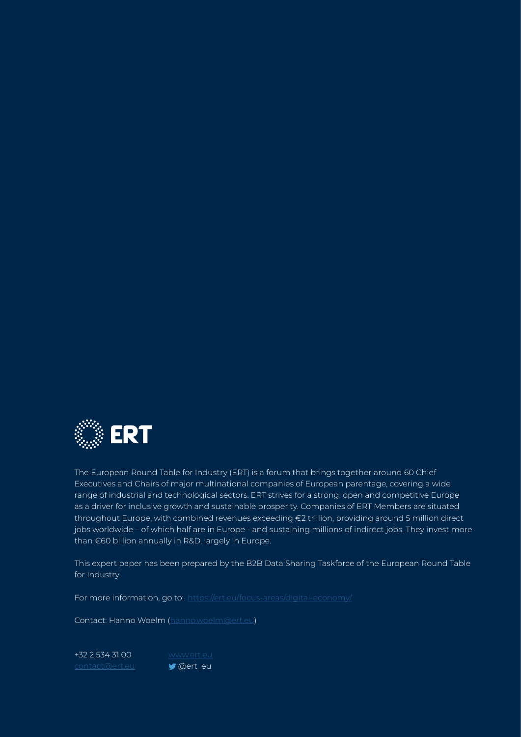ERT

The European Round Table for Industry (ERT) is a forum that brings together around 60 Chief Executives and Chairs of major multinational companies of European parentage, covering a wide range of industrial and technological sectors. ERT strives for a strong, open and competitive Europe as a driver for inclusive growth and sustainable prosperity. Companies of ERT Members are situated throughout Europe, with combined revenues exceeding €2 trillion, providing around 5 million direct jobs worldwide – of which half are in Europe - and sustaining millions of indirect jobs. They invest more than €60 billion annually in R&D, largely in Europe.

This expert paper has been prepared by the B2B Data Sharing Taskforce of the European Round Table for Industry.

For more information, go to: https://ert.eu/focus-areas/digital-economy/

Contact: Hanno Woelm (hanno.woelm@ert.eu)

+32 2 534 31 00
contact@ert.eu
www.ert.eu
@ert_eu